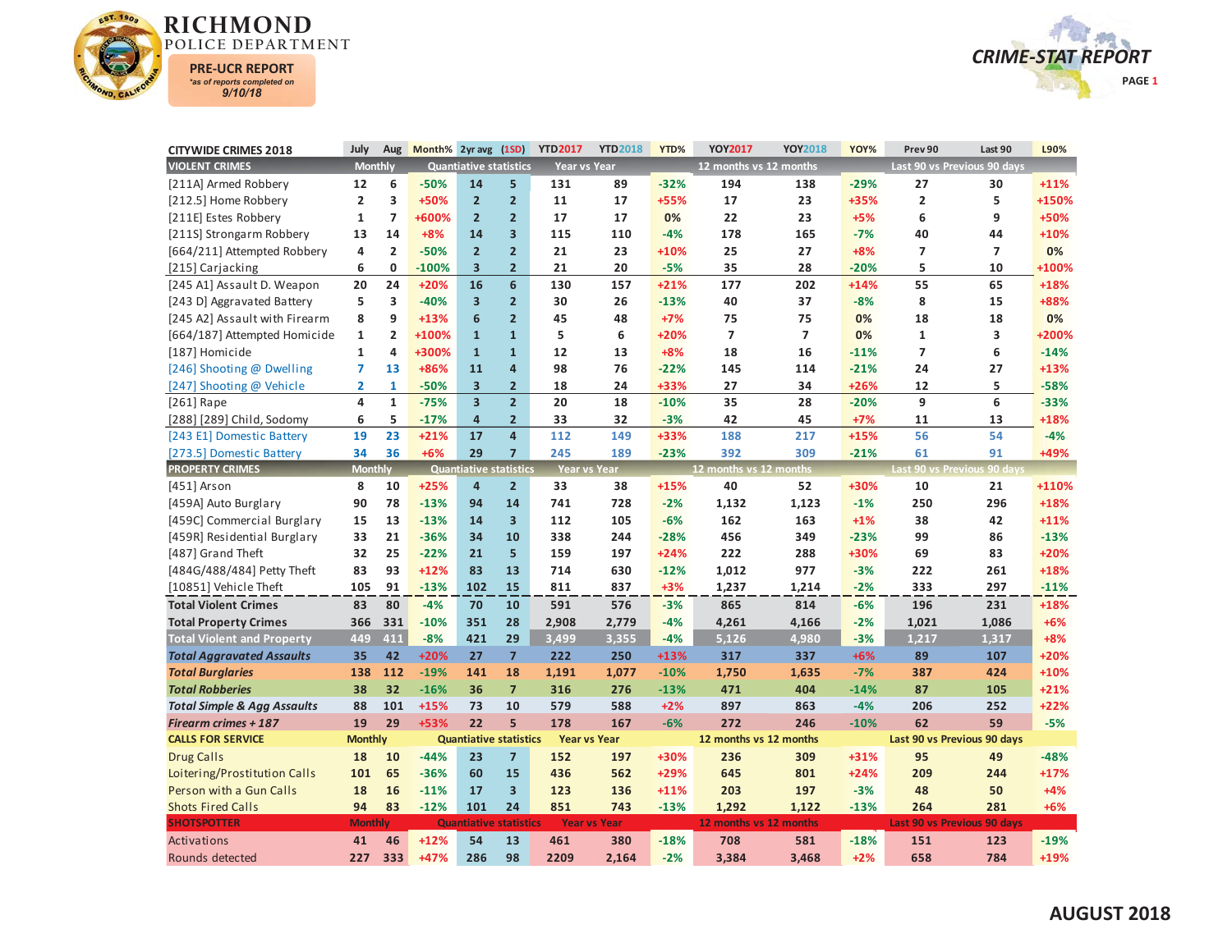# RICHMOND POLICE DEPARTMENT

**PRE-UCR REPORT**
*as of reports completed on*
**9/10/18**

## CRIME-STAT REPORT

| CITYWIDE CRIMES 2018 | July | Aug | Month% | 2yr avg | (1SD) | YTD2017 | YTD2018 | YTD% | YOY2017 | YOY2018 | YOY% | Prev 90 | Last 90 | L90% |
|---|---|---|---|---|---|---|---|---|---|---|---|---|---|---|
| **VIOLENT CRIMES** | Monthly | | Quantiative statistics | | | Year vs Year | | | 12 months vs 12 months | | | Last 90 vs Previous 90 days | | |
| [211A] Armed Robbery | 12 | 6 | -50% | 14 | 5 | 131 | 89 | -32% | 194 | 138 | -29% | 27 | 30 | +11% |
| [212.5] Home Robbery | 2 | 3 | +50% | 2 | 2 | 11 | 17 | +55% | 17 | 23 | +35% | 2 | 5 | +150% |
| [211E] Estes Robbery | 1 | 7 | +600% | 2 | 2 | 17 | 17 | 0% | 22 | 23 | +5% | 6 | 9 | +50% |
| [211S] Strongarm Robbery | 13 | 14 | +8% | 14 | 3 | 115 | 110 | -4% | 178 | 165 | -7% | 40 | 44 | +10% |
| [664/211] Attempted Robbery | 4 | 2 | -50% | 2 | 2 | 21 | 23 | +10% | 25 | 27 | +8% | 7 | 7 | 0% |
| [215] Carjacking | 6 | 0 | -100% | 3 | 2 | 21 | 20 | -5% | 35 | 28 | -20% | 5 | 10 | +100% |
| [245 A1] Assault D. Weapon | 20 | 24 | +20% | 16 | 6 | 130 | 157 | +21% | 177 | 202 | +14% | 55 | 65 | +18% |
| [243 D] Aggravated Battery | 5 | 3 | -40% | 3 | 2 | 30 | 26 | -13% | 40 | 37 | -8% | 8 | 15 | +88% |
| [245 A2] Assault with Firearm | 8 | 9 | +13% | 6 | 2 | 45 | 48 | +7% | 75 | 75 | 0% | 18 | 18 | 0% |
| [664/187] Attempted Homicide | 1 | 2 | +100% | 1 | 1 | 5 | 6 | +20% | 7 | 7 | 0% | 1 | 3 | +200% |
| [187] Homicide | 1 | 4 | +300% | 1 | 1 | 12 | 13 | +8% | 18 | 16 | -11% | 7 | 6 | -14% |
| [246] Shooting @ Dwelling | 7 | 13 | +86% | 11 | 4 | 98 | 76 | -22% | 145 | 114 | -21% | 24 | 27 | +13% |
| [247] Shooting @ Vehicle | 2 | 1 | -50% | 3 | 2 | 18 | 24 | +33% | 27 | 34 | +26% | 12 | 5 | -58% |
| [261] Rape | 4 | 1 | -75% | 3 | 2 | 20 | 18 | -10% | 35 | 28 | -20% | 9 | 6 | -33% |
| [288] [289] Child, Sodomy | 6 | 5 | -17% | 4 | 2 | 33 | 32 | -3% | 42 | 45 | +7% | 11 | 13 | +18% |
| [243 E1] Domestic Battery | 19 | 23 | +21% | 17 | 4 | 112 | 149 | +33% | 188 | 217 | +15% | 56 | 54 | -4% |
| [273.5] Domestic Battery | 34 | 36 | +6% | 29 | 7 | 245 | 189 | -23% | 392 | 309 | -21% | 61 | 91 | +49% |
| **PROPERTY CRIMES** | Monthly | | Quantiative statistics | | | Year vs Year | | | 12 months vs 12 months | | | Last 90 vs Previous 90 days | | |
| [451] Arson | 8 | 10 | +25% | 4 | 2 | 33 | 38 | +15% | 40 | 52 | +30% | 10 | 21 | +110% |
| [459A] Auto Burglary | 90 | 78 | -13% | 94 | 14 | 741 | 728 | -2% | 1,132 | 1,123 | -1% | 250 | 296 | +18% |
| [459C] Commercial Burglary | 15 | 13 | -13% | 14 | 3 | 112 | 105 | -6% | 162 | 163 | +1% | 38 | 42 | +11% |
| [459R] Residential Burglary | 33 | 21 | -36% | 34 | 10 | 338 | 244 | -28% | 456 | 349 | -23% | 99 | 86 | -13% |
| [487] Grand Theft | 32 | 25 | -22% | 21 | 5 | 159 | 197 | +24% | 222 | 288 | +30% | 69 | 83 | +20% |
| [484G/488/484] Petty Theft | 83 | 93 | +12% | 83 | 13 | 714 | 630 | -12% | 1,012 | 977 | -3% | 222 | 261 | +18% |
| [10851] Vehicle Theft | 105 | 91 | -13% | 102 | 15 | 811 | 837 | +3% | 1,237 | 1,214 | -2% | 333 | 297 | -11% |
| **Total Violent Crimes** | 83 | 80 | -4% | 70 | 10 | 591 | 576 | -3% | 865 | 814 | -6% | 196 | 231 | +18% |
| **Total Property Crimes** | 366 | 331 | -10% | 351 | 28 | 2,908 | 2,779 | -4% | 4,261 | 4,166 | -2% | 1,021 | 1,086 | +6% |
| **Total Violent and Property** | 449 | 411 | -8% | 421 | 29 | 3,499 | 3,355 | -4% | 5,126 | 4,980 | -3% | 1,217 | 1,317 | +8% |
| ***Total Aggravated Assaults*** | 35 | 42 | +20% | 27 | 7 | 222 | 250 | +13% | 317 | 337 | +6% | 89 | 107 | +20% |
| ***Total Burglaries*** | 138 | 112 | -19% | 141 | 18 | 1,191 | 1,077 | -10% | 1,750 | 1,635 | -7% | 387 | 424 | +10% |
| ***Total Robberies*** | 38 | 32 | -16% | 36 | 7 | 316 | 276 | -13% | 471 | 404 | -14% | 87 | 105 | +21% |
| ***Total Simple & Agg Assaults*** | 88 | 101 | +15% | 73 | 10 | 579 | 588 | +2% | 897 | 863 | -4% | 206 | 252 | +22% |
| ***Firearm crimes + 187*** | 19 | 29 | +53% | 22 | 5 | 178 | 167 | -6% | 272 | 246 | -10% | 62 | 59 | -5% |
| **CALLS FOR SERVICE** | Monthly | | Quantiative statistics | | | Year vs Year | | | 12 months vs 12 months | | | Last 90 vs Previous 90 days | | |
| Drug Calls | 18 | 10 | -44% | 23 | 7 | 152 | 197 | +30% | 236 | 309 | +31% | 95 | 49 | -48% |
| Loitering/Prostitution Calls | 101 | 65 | -36% | 60 | 15 | 436 | 562 | +29% | 645 | 801 | +24% | 209 | 244 | +17% |
| Person with a Gun Calls | 18 | 16 | -11% | 17 | 3 | 123 | 136 | +11% | 203 | 197 | -3% | 48 | 50 | +4% |
| Shots Fired Calls | 94 | 83 | -12% | 101 | 24 | 851 | 743 | -13% | 1,292 | 1,122 | -13% | 264 | 281 | +6% |
| **SHOTSPOTTER** | Monthly | | Quantiative statistics | | | Year vs Year | | | 12 months vs 12 months | | | Last 90 vs Previous 90 days | | |
| Activations | 41 | 46 | +12% | 54 | 13 | 461 | 380 | -18% | 708 | 581 | -18% | 151 | 123 | -19% |
| Rounds detected | 227 | 333 | +47% | 286 | 98 | 2209 | 2,164 | -2% | 3,384 | 3,468 | +2% | 658 | 784 | +19% |

**AUGUST 2018**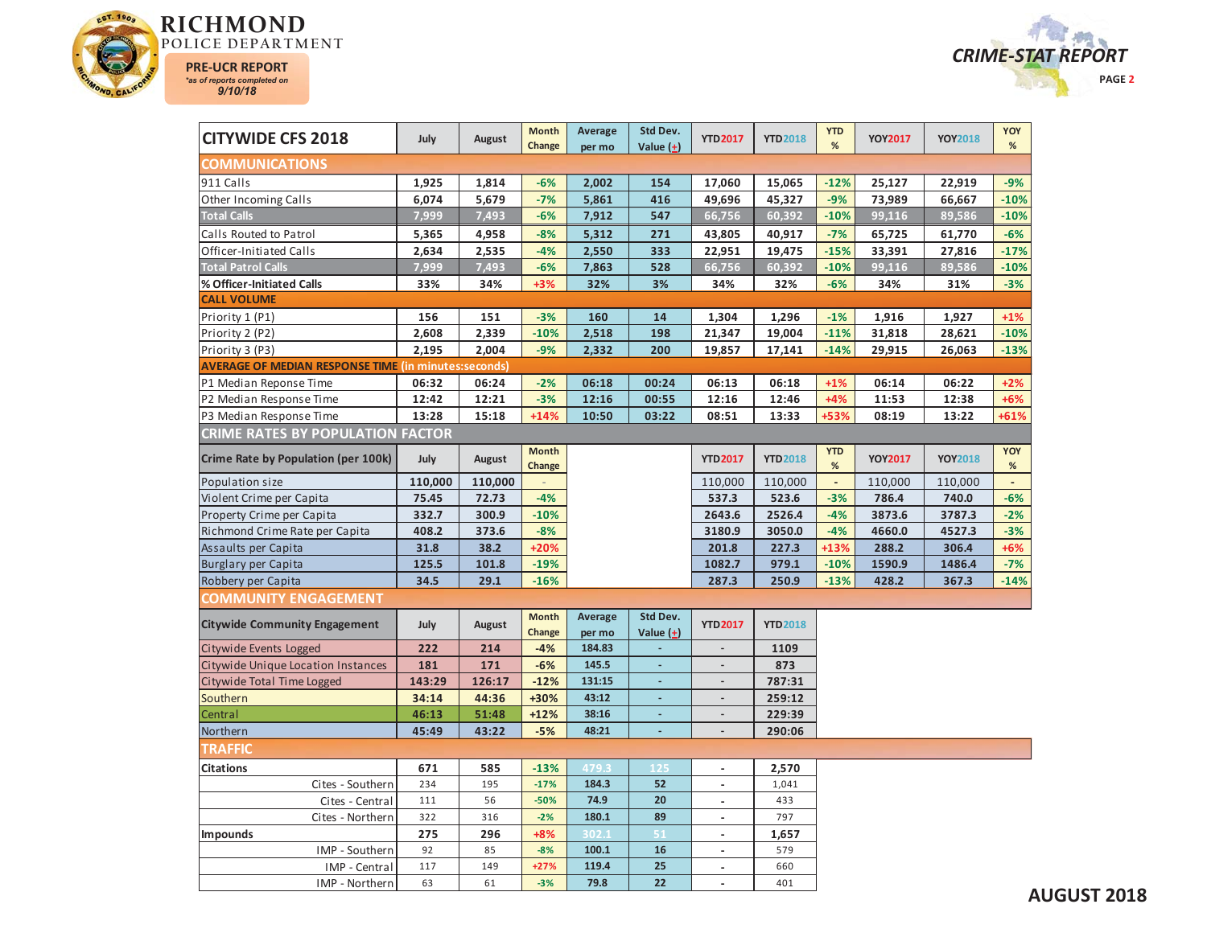# RICHMOND POLICE DEPARTMENT

**PRE-UCR REPORT**
*as of reports completed on 9/10/18*

**CRIME-STAT REPORT**

| CITYWIDE CFS 2018 | July | August | Month Change | Average per mo | Std Dev. Value (±) | YTD2017 | YTD2018 | YTD % | YOY2017 | YOY2018 | YOY % |
|---|---|---|---|---|---|---|---|---|---|---|---|
| **COMMUNICATIONS** | | | | | | | | | | | |
| 911 Calls | 1,925 | 1,814 | -6% | 2,002 | 154 | 17,060 | 15,065 | -12% | 25,127 | 22,919 | -9% |
| Other Incoming Calls | 6,074 | 5,679 | -7% | 5,861 | 416 | 49,696 | 45,327 | -9% | 73,989 | 66,667 | -10% |
| Total Calls | 7,999 | 7,493 | -6% | 7,912 | 547 | 66,756 | 60,392 | -10% | 99,116 | 89,586 | -10% |
| Calls Routed to Patrol | 5,365 | 4,958 | -8% | 5,312 | 271 | 43,805 | 40,917 | -7% | 65,725 | 61,770 | -6% |
| Officer-Initiated Calls | 2,634 | 2,535 | -4% | 2,550 | 333 | 22,951 | 19,475 | -15% | 33,391 | 27,816 | -17% |
| Total Patrol Calls | 7,999 | 7,493 | -6% | 7,863 | 528 | 66,756 | 60,392 | -10% | 99,116 | 89,586 | -10% |
| % Officer-Initiated Calls | 33% | 34% | +3% | 32% | 3% | 34% | 32% | -6% | 34% | 31% | -3% |
| **CALL VOLUME** | | | | | | | | | | | |
| Priority 1 (P1) | 156 | 151 | -3% | 160 | 14 | 1,304 | 1,296 | -1% | 1,916 | 1,927 | +1% |
| Priority 2 (P2) | 2,608 | 2,339 | -10% | 2,518 | 198 | 21,347 | 19,004 | -11% | 31,818 | 28,621 | -10% |
| Priority 3 (P3) | 2,195 | 2,004 | -9% | 2,332 | 200 | 19,857 | 17,141 | -14% | 29,915 | 26,063 | -13% |
| **AVERAGE OF MEDIAN RESPONSE TIME (in minutes:seconds)** | | | | | | | | | | | |
| P1 Median Reponse Time | 06:32 | 06:24 | -2% | 06:18 | 00:24 | 06:13 | 06:18 | +1% | 06:14 | 06:22 | +2% |
| P2 Median Response Time | 12:42 | 12:21 | -3% | 12:16 | 00:55 | 12:16 | 12:46 | +4% | 11:53 | 12:38 | +6% |
| P3 Median Response Time | 13:28 | 15:18 | +14% | 10:50 | 03:22 | 08:51 | 13:33 | +53% | 08:19 | 13:22 | +61% |

**CRIME RATES BY POPULATION FACTOR**

| Crime Rate by Population (per 100k) | July | August | Month Change | YTD2017 | YTD2018 | YTD % | YOY2017 | YOY2018 | YOY % |
|---|---|---|---|---|---|---|---|---|---|
| Population size | 110,000 | 110,000 | - | 110,000 | 110,000 | - | 110,000 | 110,000 | - |
| Violent Crime per Capita | 75.45 | 72.73 | -4% | 537.3 | 523.6 | -3% | 786.4 | 740.0 | -6% |
| Property Crime per Capita | 332.7 | 300.9 | -10% | 2643.6 | 2526.4 | -4% | 3873.6 | 3787.3 | -2% |
| Richmond Crime Rate per Capita | 408.2 | 373.6 | -8% | 3180.9 | 3050.0 | -4% | 4660.0 | 4527.3 | -3% |
| Assaults per Capita | 31.8 | 38.2 | +20% | 201.8 | 227.3 | +13% | 288.2 | 306.4 | +6% |
| Burglary per Capita | 125.5 | 101.8 | -19% | 1082.7 | 979.1 | -10% | 1590.9 | 1486.4 | -7% |
| Robbery per Capita | 34.5 | 29.1 | -16% | 287.3 | 250.9 | -13% | 428.2 | 367.3 | -14% |

**COMMUNITY ENGAGEMENT**

| Citywide Community Engagement | July | August | Month Change | Average per mo | Std Dev. Value (±) | YTD2017 | YTD2018 |
|---|---|---|---|---|---|---|---|
| Citywide Events Logged | 222 | 214 | -4% | 184.83 | - | - | 1109 |
| Citywide Unique Location Instances | 181 | 171 | -6% | 145.5 | - | - | 873 |
| Citywide Total Time Logged | 143:29 | 126:17 | -12% | 131:15 | - | - | 787:31 |
| Southern | 34:14 | 44:36 | +30% | 43:12 | - | - | 259:12 |
| Central | 46:13 | 51:48 | +12% | 38:16 | - | - | 229:39 |
| Northern | 45:49 | 43:22 | -5% | 48:21 | - | - | 290:06 |

**TRAFFIC**

| | July | August | Month Change | Average per mo | Std Dev. Value (±) | YTD2017 | YTD2018 |
|---|---|---|---|---|---|---|---|
| **Citations** | 671 | 585 | -13% | 479.3 | 125 | - | 2,570 |
| Cites - Southern | 234 | 195 | -17% | 184.3 | 52 | - | 1,041 |
| Cites - Central | 111 | 56 | -50% | 74.9 | 20 | - | 433 |
| Cites - Northern | 322 | 316 | -2% | 180.1 | 89 | - | 797 |
| **Impounds** | 275 | 296 | +8% | 302.1 | 51 | - | 1,657 |
| IMP - Southern | 92 | 85 | -8% | 100.1 | 16 | - | 579 |
| IMP - Central | 117 | 149 | +27% | 119.4 | 25 | - | 660 |
| IMP - Northern | 63 | 61 | -3% | 79.8 | 22 | - | 401 |

**AUGUST 2018**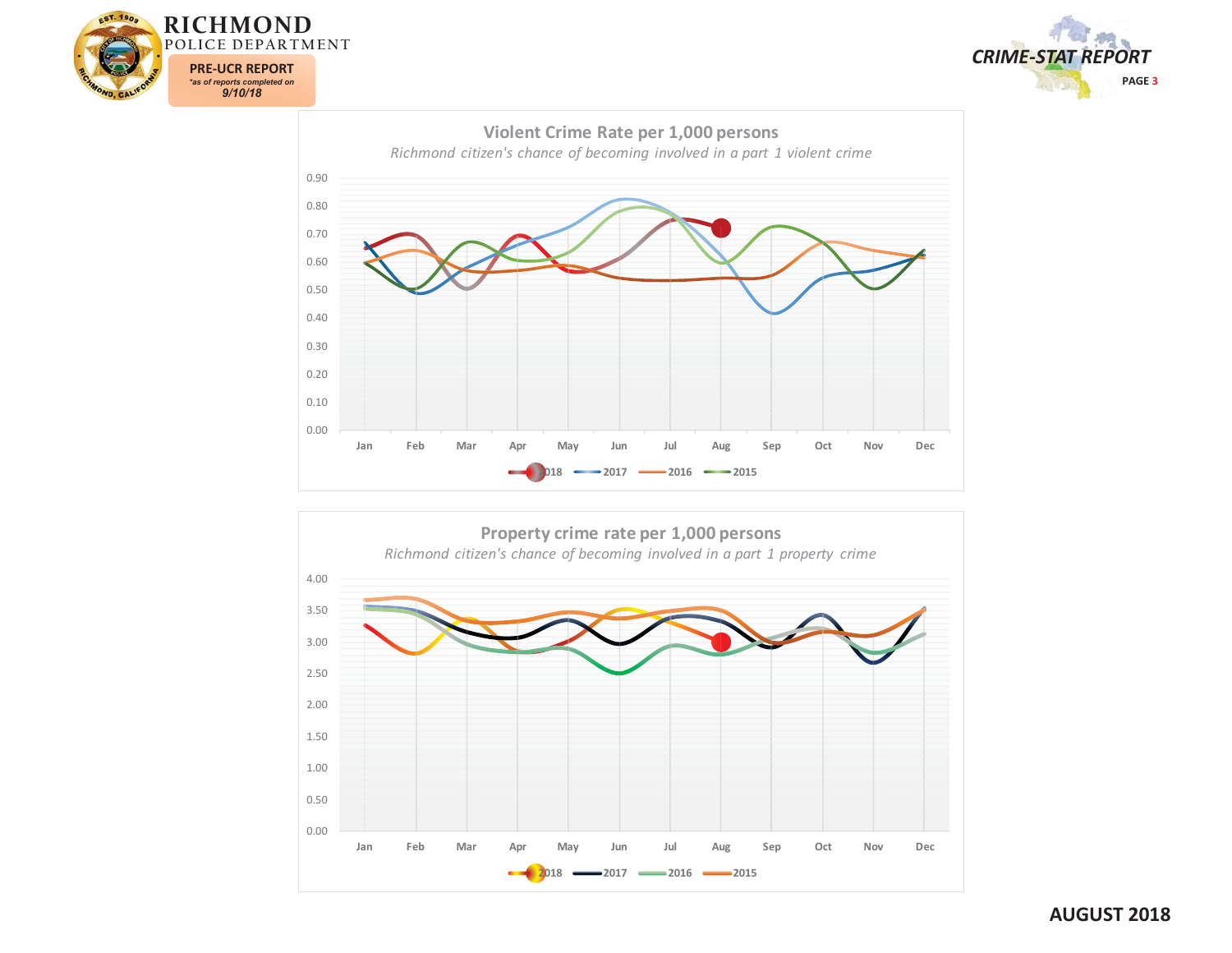## Violent Crime Rate per 1,000 persons

*Richmond citizen's chance of becoming involved in a part 1 violent crime*

0.90
0.80
0.70
0.60
0.50
0.40
0.30
0.20
0.10
0.00

Jan Feb Mar Apr May Jun Jul Aug Sep Oct Nov Dec

2018 2017 2016 2015

## Property crime rate per 1,000 persons

*Richmond citizen's chance of becoming involved in a part 1 property crime*

4.00
3.50
3.00
2.50
2.00
1.50
1.00
0.50
0.00

Jan Feb Mar Apr May Jun Jul Aug Sep Oct Nov Dec

2018 2017 2016 2015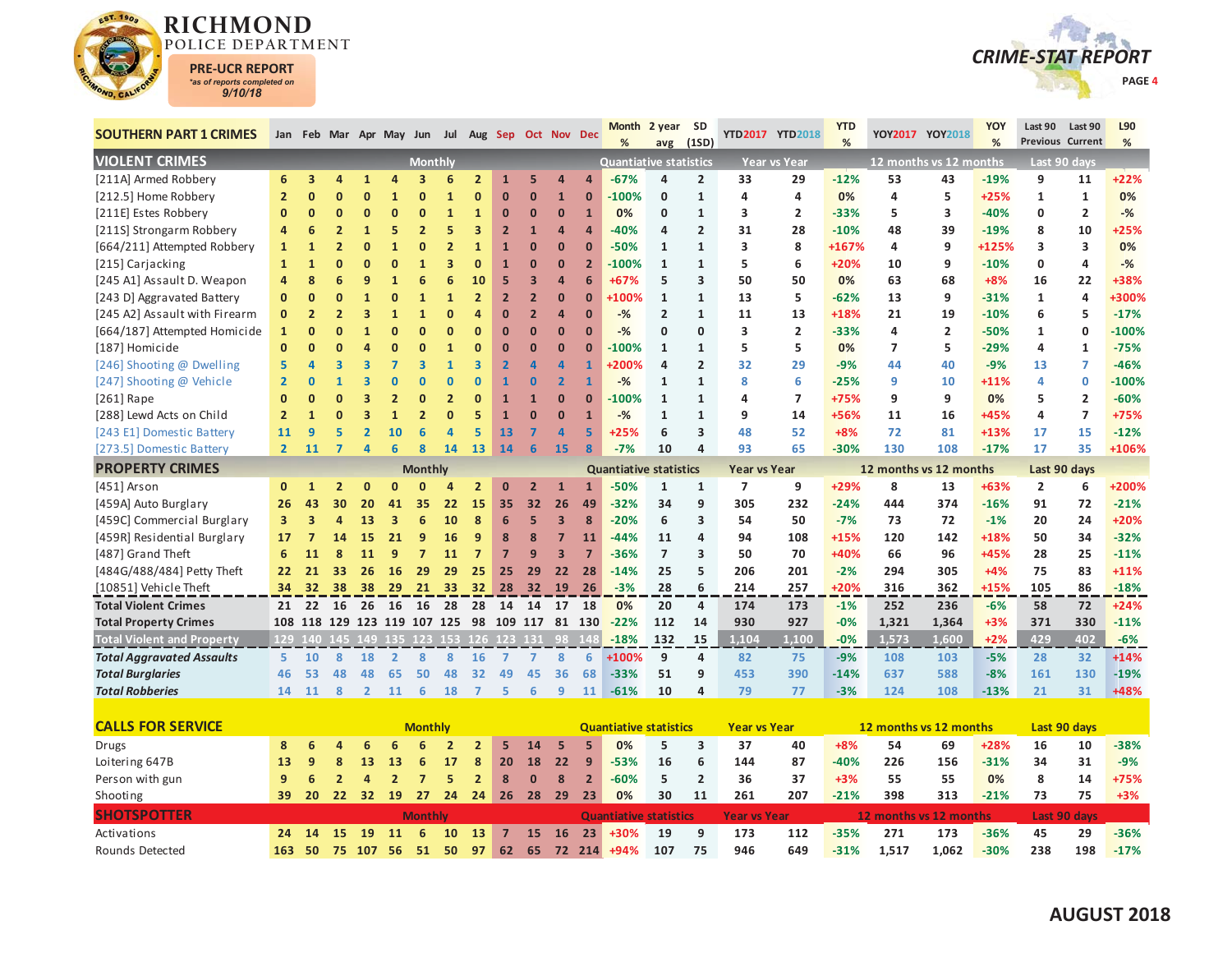# RICHMOND POLICE DEPARTMENT

**PRE-UCR REPORT**
*as of reports completed on 9/10/18*

**CRIME-STAT REPORT**

| SOUTHERN PART 1 CRIMES | Jan | Feb | Mar | Apr | May | Jun | Jul | Aug | Sep | Oct | Nov | Dec | Month % | 2 year avg | SD (1SD) | YTD2017 | YTD2018 | YTD % | YOY2017 | YOY2018 | YOY % | Last 90 Previous | Last 90 Current | L90 % |
|---|---|---|---|---|---|---|---|---|---|---|---|---|---|---|---|---|---|---|---|---|---|---|---|---|
| **VIOLENT CRIMES** | Monthly | | | | | | | | | | | | Quantiative statistics | | | Year vs Year | | | 12 months vs 12 months | | | Last 90 days | | |
| [211A] Armed Robbery | 6 | 3 | 4 | 1 | 4 | 3 | 6 | 2 | 1 | 5 | 4 | 4 | -67% | 4 | 2 | 33 | 29 | -12% | 53 | 43 | -19% | 9 | 11 | +22% |
| [212.5] Home Robbery | 2 | 0 | 0 | 0 | 1 | 0 | 1 | 0 | 0 | 0 | 1 | 0 | -100% | 0 | 1 | 4 | 4 | 0% | 4 | 5 | +25% | 1 | 1 | 0% |
| [211E] Estes Robbery | 0 | 0 | 0 | 0 | 0 | 0 | 1 | 1 | 0 | 0 | 0 | 1 | 0% | 0 | 1 | 3 | 2 | -33% | 5 | 3 | -40% | 0 | 2 | -% |
| [211S] Strongarm Robbery | 4 | 6 | 2 | 1 | 5 | 2 | 5 | 3 | 2 | 1 | 4 | 4 | -40% | 4 | 2 | 31 | 28 | -10% | 48 | 39 | -19% | 8 | 10 | +25% |
| [664/211] Attempted Robbery | 1 | 1 | 2 | 0 | 1 | 0 | 2 | 1 | 1 | 0 | 0 | 0 | -50% | 1 | 1 | 3 | 8 | +167% | 4 | 9 | +125% | 3 | 3 | 0% |
| [215] Carjacking | 1 | 1 | 0 | 0 | 0 | 1 | 3 | 0 | 1 | 0 | 0 | 2 | -100% | 1 | 1 | 5 | 6 | +20% | 10 | 9 | -10% | 0 | 4 | -% |
| [245 A1] Assault D. Weapon | 4 | 8 | 6 | 9 | 1 | 6 | 6 | 10 | 5 | 3 | 4 | 6 | +67% | 5 | 3 | 50 | 50 | 0% | 63 | 68 | +8% | 16 | 22 | +38% |
| [243 D] Aggravated Battery | 0 | 0 | 0 | 1 | 0 | 1 | 1 | 2 | 2 | 2 | 0 | 0 | +100% | 1 | 1 | 13 | 5 | -62% | 13 | 9 | -31% | 1 | 4 | +300% |
| [245 A2] Assault with Firearm | 0 | 2 | 2 | 3 | 1 | 1 | 0 | 4 | 0 | 2 | 4 | 0 | -% | 2 | 1 | 11 | 13 | +18% | 21 | 19 | -10% | 6 | 5 | -17% |
| [664/187] Attempted Homicide | 1 | 0 | 0 | 1 | 0 | 0 | 0 | 0 | 0 | 0 | 0 | 0 | -% | 0 | 0 | 3 | 2 | -33% | 4 | 2 | -50% | 1 | 0 | -100% |
| [187] Homicide | 0 | 0 | 0 | 4 | 0 | 0 | 1 | 0 | 0 | 0 | 0 | 0 | -100% | 1 | 1 | 5 | 5 | 0% | 7 | 5 | -29% | 4 | 1 | -75% |
| [246] Shooting @ Dwelling | 5 | 4 | 3 | 3 | 7 | 3 | 1 | 3 | 2 | 4 | 4 | 1 | +200% | 4 | 2 | 32 | 29 | -9% | 44 | 40 | -9% | 13 | 7 | -46% |
| [247] Shooting @ Vehicle | 2 | 0 | 1 | 3 | 0 | 0 | 0 | 0 | 1 | 0 | 2 | 1 | -% | 1 | 1 | 8 | 6 | -25% | 9 | 10 | +11% | 4 | 0 | -100% |
| [261] Rape | 0 | 0 | 0 | 3 | 2 | 0 | 2 | 0 | 1 | 1 | 0 | 0 | -100% | 1 | 1 | 4 | 7 | +75% | 9 | 9 | 0% | 5 | 2 | -60% |
| [288] Lewd Acts on Child | 2 | 1 | 0 | 3 | 1 | 2 | 0 | 5 | 1 | 0 | 0 | 1 | -% | 1 | 1 | 9 | 14 | +56% | 11 | 16 | +45% | 4 | 7 | +75% |
| [243 E1] Domestic Battery | 11 | 9 | 5 | 2 | 10 | 6 | 4 | 5 | 13 | 7 | 4 | 5 | +25% | 6 | 3 | 48 | 52 | +8% | 72 | 81 | +13% | 17 | 15 | -12% |
| [273.5] Domestic Battery | 2 | 11 | 7 | 4 | 6 | 8 | 14 | 13 | 14 | 6 | 15 | 8 | -7% | 10 | 4 | 93 | 65 | -30% | 130 | 108 | -17% | 17 | 35 | +106% |
| **PROPERTY CRIMES** | Monthly | | | | | | | | | | | | Quantiative statistics | | | Year vs Year | | | 12 months vs 12 months | | | Last 90 days | | |
| [451] Arson | 0 | 1 | 2 | 0 | 0 | 0 | 4 | 2 | 0 | 2 | 1 | 1 | -50% | 1 | 1 | 7 | 9 | +29% | 8 | 13 | +63% | 2 | 6 | +200% |
| [459A] Auto Burglary | 26 | 43 | 30 | 20 | 41 | 35 | 22 | 15 | 35 | 32 | 26 | 49 | -32% | 34 | 9 | 305 | 232 | -24% | 444 | 374 | -16% | 91 | 72 | -21% |
| [459C] Commercial Burglary | 3 | 3 | 4 | 13 | 3 | 6 | 10 | 8 | 6 | 5 | 3 | 8 | -20% | 6 | 3 | 54 | 50 | -7% | 73 | 72 | -1% | 20 | 24 | +20% |
| [459R] Residential Burglary | 17 | 7 | 14 | 15 | 21 | 9 | 16 | 9 | 8 | 8 | 7 | 11 | -44% | 11 | 4 | 94 | 108 | +15% | 120 | 142 | +18% | 50 | 34 | -32% |
| [487] Grand Theft | 6 | 11 | 8 | 11 | 9 | 7 | 11 | 7 | 7 | 9 | 3 | 7 | -36% | 7 | 3 | 50 | 70 | +40% | 66 | 96 | +45% | 28 | 25 | -11% |
| [484G/488/484] Petty Theft | 22 | 21 | 33 | 26 | 16 | 29 | 29 | 25 | 25 | 29 | 22 | 28 | -14% | 25 | 5 | 206 | 201 | -2% | 294 | 305 | +4% | 75 | 83 | +11% |
| [10851] Vehicle Theft | 34 | 32 | 38 | 38 | 29 | 21 | 33 | 32 | 28 | 32 | 19 | 26 | -3% | 28 | 6 | 214 | 257 | +20% | 316 | 362 | +15% | 105 | 86 | -18% |
| **Total Violent Crimes** | 21 | 22 | 16 | 26 | 16 | 16 | 28 | 28 | 14 | 14 | 17 | 18 | 0% | 20 | 4 | 174 | 173 | -1% | 252 | 236 | -6% | 58 | 72 | +24% |
| **Total Property Crimes** | 108 | 118 | 129 | 123 | 119 | 107 | 125 | 98 | 109 | 117 | 81 | 130 | -22% | 112 | 14 | 930 | 927 | -0% | 1,321 | 1,364 | +3% | 371 | 330 | -11% |
| **Total Violent and Property** | 129 | 140 | 145 | 149 | 135 | 123 | 153 | 126 | 123 | 131 | 98 | 148 | -18% | 132 | 15 | 1,104 | 1,100 | -0% | 1,573 | 1,600 | +2% | 429 | 402 | -6% |
| ***Total Aggravated Assaults*** | 5 | 10 | 8 | 18 | 2 | 8 | 8 | 16 | 7 | 7 | 8 | 6 | +100% | 9 | 4 | 82 | 75 | -9% | 108 | 103 | -5% | 28 | 32 | +14% |
| ***Total Burglaries*** | 46 | 53 | 48 | 48 | 65 | 50 | 48 | 32 | 49 | 45 | 36 | 68 | -33% | 51 | 9 | 453 | 390 | -14% | 637 | 588 | -8% | 161 | 130 | -19% |
| ***Total Robberies*** | 14 | 11 | 8 | 2 | 11 | 6 | 18 | 7 | 5 | 6 | 9 | 11 | -61% | 10 | 4 | 79 | 77 | -3% | 124 | 108 | -13% | 21 | 31 | +48% |
| **CALLS FOR SERVICE** | Monthly | | | | | | | | | | | | Quantiative statistics | | | Year vs Year | | | 12 months vs 12 months | | | Last 90 days | | |
| Drugs | 8 | 6 | 4 | 6 | 6 | 6 | 2 | 2 | 5 | 14 | 5 | 5 | 0% | 5 | 3 | 37 | 40 | +8% | 54 | 69 | +28% | 16 | 10 | -38% |
| Loitering 647B | 13 | 9 | 8 | 13 | 13 | 6 | 17 | 8 | 20 | 18 | 22 | 9 | -53% | 16 | 6 | 144 | 87 | -40% | 226 | 156 | -31% | 34 | 31 | -9% |
| Person with gun | 9 | 6 | 2 | 4 | 2 | 7 | 5 | 2 | 8 | 0 | 8 | 2 | -60% | 5 | 2 | 36 | 37 | +3% | 55 | 55 | 0% | 8 | 14 | +75% |
| Shooting | 39 | 20 | 22 | 32 | 19 | 27 | 24 | 24 | 26 | 28 | 29 | 23 | 0% | 30 | 11 | 261 | 207 | -21% | 398 | 313 | -21% | 73 | 75 | +3% |
| **SHOTSPOTTER** | Monthly | | | | | | | | | | | | Quantiative statistics | | | Year vs Year | | | 12 months vs 12 months | | | Last 90 days | | |
| Activations | 24 | 14 | 15 | 19 | 11 | 6 | 10 | 13 | 7 | 15 | 16 | 23 | +30% | 19 | 9 | 173 | 112 | -35% | 271 | 173 | -36% | 45 | 29 | -36% |
| Rounds Detected | 163 | 50 | 75 | 107 | 56 | 51 | 50 | 97 | 62 | 65 | 72 | 214 | +94% | 107 | 75 | 946 | 649 | -31% | 1,517 | 1,062 | -30% | 238 | 198 | -17% |

**AUGUST 2018**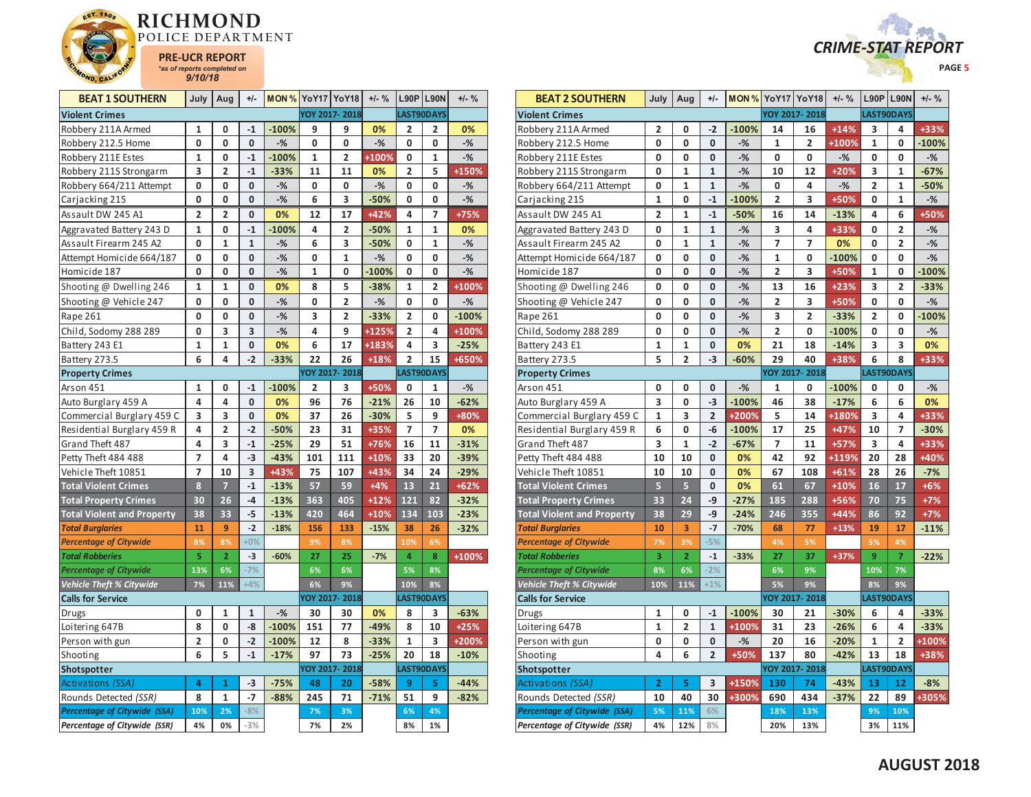# RICHMOND POLICE DEPARTMENT

**PRE-UCR REPORT**
*as of reports completed on 9/10/18*

**CRIME-STAT REPORT**

| BEAT 1 SOUTHERN | July | Aug | +/- | MON % | YoY17 | YoY18 | +/- % | L90P | L90N | +/- % |
|---|---|---|---|---|---|---|---|---|---|---|
| **Violent Crimes** | | | | | YOY 2017- 2018 | | | LAST90DAYS | | |
| Robbery 211A Armed | 1 | 0 | -1 | -100% | 9 | 9 | 0% | 2 | 2 | 0% |
| Robbery 212.5 Home | 0 | 0 | 0 | -% | 0 | 0 | -% | 0 | 0 | -% |
| Robbery 211E Estes | 1 | 0 | -1 | -100% | 1 | 2 | +100% | 0 | 1 | -% |
| Robbery 211S Strongarm | 3 | 2 | -1 | -33% | 11 | 11 | 0% | 2 | 5 | +150% |
| Robbery 664/211 Attempt | 0 | 0 | 0 | -% | 0 | 0 | -% | 0 | 0 | -% |
| Carjacking 215 | 0 | 0 | 0 | -% | 6 | 3 | -50% | 0 | 0 | -% |
| Assault DW 245 A1 | 2 | 2 | 0 | 0% | 12 | 17 | +42% | 4 | 7 | +75% |
| Aggravated Battery 243 D | 1 | 0 | -1 | -100% | 4 | 2 | -50% | 1 | 1 | 0% |
| Assault Firearm 245 A2 | 0 | 1 | 1 | -% | 6 | 3 | -50% | 0 | 1 | -% |
| Attempt Homicide 664/187 | 0 | 0 | 0 | -% | 0 | 1 | -% | 0 | 0 | -% |
| Homicide 187 | 0 | 0 | 0 | -% | 1 | 0 | -100% | 0 | 0 | -% |
| Shooting @ Dwelling 246 | 1 | 1 | 0 | 0% | 8 | 5 | -38% | 1 | 2 | +100% |
| Shooting @ Vehicle 247 | 0 | 0 | 0 | -% | 0 | 2 | -% | 0 | 0 | -% |
| Rape 261 | 0 | 0 | 0 | -% | 3 | 2 | -33% | 2 | 0 | -100% |
| Child, Sodomy 288 289 | 0 | 3 | 3 | -% | 4 | 9 | +125% | 2 | 4 | +100% |
| Battery 243 E1 | 1 | 1 | 0 | 0% | 6 | 17 | +183% | 4 | 3 | -25% |
| Battery 273.5 | 6 | 4 | -2 | -33% | 22 | 26 | +18% | 2 | 15 | +650% |
| **Property Crimes** | | | | | YOY 2017- 2018 | | | LAST90DAYS | | |
| Arson 451 | 1 | 0 | -1 | -100% | 2 | 3 | +50% | 0 | 1 | -% |
| Auto Burglary 459 A | 4 | 4 | 0 | 0% | 96 | 76 | -21% | 26 | 10 | -62% |
| Commercial Burglary 459 C | 3 | 3 | 0 | 0% | 37 | 26 | -30% | 5 | 9 | +80% |
| Residential Burglary 459 R | 4 | 2 | -2 | -50% | 23 | 31 | +35% | 7 | 7 | 0% |
| Grand Theft 487 | 4 | 3 | -1 | -25% | 29 | 51 | +76% | 16 | 11 | -31% |
| Petty Theft 484 488 | 7 | 4 | -3 | -43% | 101 | 111 | +10% | 33 | 20 | -39% |
| Vehicle Theft 10851 | 7 | 10 | 3 | +43% | 75 | 107 | +43% | 34 | 24 | -29% |
| **Total Violent Crimes** | 8 | 7 | -1 | -13% | 57 | 59 | +4% | 13 | 21 | +62% |
| **Total Property Crimes** | 30 | 26 | -4 | -13% | 363 | 405 | +12% | 121 | 82 | -32% |
| **Total Violent and Property** | 38 | 33 | -5 | -13% | 420 | 464 | +10% | 134 | 103 | -23% |
| ***Total Burglaries*** | 11 | 9 | -2 | -18% | 156 | 133 | -15% | 38 | 26 | -32% |
| ***Percentage of Citywide*** | 8% | 8% | +0% | | 9% | 8% | | 10% | 6% | |
| ***Total Robberies*** | 5 | 2 | -3 | -60% | 27 | 25 | -7% | 4 | 8 | +100% |
| ***Percentage of Citywide*** | 13% | 6% | -7% | | 6% | 6% | | 5% | 8% | |
| ***Vehicle Theft % Citywide*** | 7% | 11% | +4% | | 6% | 9% | | 10% | 8% | |
| **Calls for Service** | | | | | YOY 2017- 2018 | | | LAST90DAYS | | |
| Drugs | 0 | 1 | 1 | -% | 30 | 30 | 0% | 8 | 3 | -63% |
| Loitering 647B | 8 | 0 | -8 | -100% | 151 | 77 | -49% | 8 | 10 | +25% |
| Person with gun | 2 | 0 | -2 | -200% | 12 | 8 | -33% | 1 | 3 | +200% |
| Shooting | 6 | 5 | -1 | -17% | 97 | 73 | -25% | 20 | 18 | -10% |
| **Shotspotter** | | | | | YOY 2017- 2018 | | | LAST90DAYS | | |
| *Activations (SSA)* | 4 | 1 | -3 | -75% | 48 | 20 | -58% | 9 | 5 | -44% |
| Rounds Detected *(SSR)* | 8 | 1 | -7 | -88% | 245 | 71 | -71% | 51 | 9 | -82% |
| ***Percentage of Citywide (SSA)*** | 10% | 2% | -8% | | 7% | 3% | | 6% | 4% | |
| ***Percentage of Citywide (SSR)*** | 4% | 0% | -3% | | 7% | 2% | | 8% | 1% | |

| BEAT 2 SOUTHERN | July | Aug | +/- | MON % | YoY17 | YoY18 | +/- % | L90P | L90N | +/- % |
|---|---|---|---|---|---|---|---|---|---|---|
| **Violent Crimes** | | | | | YOY 2017- 2018 | | | LAST90DAYS | | |
| Robbery 211A Armed | 2 | 0 | -2 | -100% | 14 | 16 | +14% | 3 | 4 | +33% |
| Robbery 212.5 Home | 0 | 0 | 0 | -% | 1 | 2 | +100% | 1 | 0 | -100% |
| Robbery 211E Estes | 0 | 0 | 0 | -% | 0 | 0 | -% | 0 | 0 | -% |
| Robbery 211S Strongarm | 0 | 1 | 1 | -% | 10 | 12 | +20% | 3 | 1 | -67% |
| Robbery 664/211 Attempt | 0 | 1 | 1 | -% | 0 | 4 | -% | 2 | 1 | -50% |
| Carjacking 215 | 1 | 0 | -1 | -100% | 2 | 3 | +50% | 0 | 1 | -% |
| Assault DW 245 A1 | 2 | 1 | -1 | -50% | 16 | 14 | -13% | 4 | 6 | +50% |
| Aggravated Battery 243 D | 0 | 1 | 1 | -% | 3 | 4 | +33% | 0 | 2 | -% |
| Assault Firearm 245 A2 | 0 | 1 | 1 | -% | 7 | 7 | 0% | 0 | 2 | -% |
| Attempt Homicide 664/187 | 0 | 0 | 0 | -% | 1 | 0 | -100% | 0 | 0 | -% |
| Homicide 187 | 0 | 0 | 0 | -% | 2 | 3 | +50% | 1 | 0 | -100% |
| Shooting @ Dwelling 246 | 0 | 0 | 0 | -% | 13 | 16 | +23% | 3 | 2 | -33% |
| Shooting @ Vehicle 247 | 0 | 0 | 0 | -% | 2 | 3 | +50% | 0 | 0 | -% |
| Rape 261 | 0 | 0 | 0 | -% | 3 | 2 | -33% | 2 | 0 | -100% |
| Child, Sodomy 288 289 | 0 | 0 | 0 | -% | 2 | 0 | -100% | 0 | 0 | -% |
| Battery 243 E1 | 1 | 1 | 0 | 0% | 21 | 18 | -14% | 3 | 3 | 0% |
| Battery 273.5 | 5 | 2 | -3 | -60% | 29 | 40 | +38% | 6 | 8 | +33% |
| **Property Crimes** | | | | | YOY 2017- 2018 | | | LAST90DAYS | | |
| Arson 451 | 0 | 0 | 0 | -% | 1 | 0 | -100% | 0 | 0 | -% |
| Auto Burglary 459 A | 3 | 0 | -3 | -100% | 46 | 38 | -17% | 6 | 6 | 0% |
| Commercial Burglary 459 C | 1 | 3 | 2 | +200% | 5 | 14 | +180% | 3 | 4 | +33% |
| Residential Burglary 459 R | 6 | 0 | -6 | -100% | 17 | 25 | +47% | 10 | 7 | -30% |
| Grand Theft 487 | 3 | 1 | -2 | -67% | 7 | 11 | +57% | 3 | 4 | +33% |
| Petty Theft 484 488 | 10 | 10 | 0 | 0% | 42 | 92 | +119% | 20 | 28 | +40% |
| Vehicle Theft 10851 | 10 | 10 | 0 | 0% | 67 | 108 | +61% | 28 | 26 | -7% |
| **Total Violent Crimes** | 5 | 5 | 0 | 0% | 61 | 67 | +10% | 16 | 17 | +6% |
| **Total Property Crimes** | 33 | 24 | -9 | -27% | 185 | 288 | +56% | 70 | 75 | +7% |
| **Total Violent and Property** | 38 | 29 | -9 | -24% | 246 | 355 | +44% | 86 | 92 | +7% |
| ***Total Burglaries*** | 10 | 3 | -7 | -70% | 68 | 77 | +13% | 19 | 17 | -11% |
| ***Percentage of Citywide*** | 7% | 3% | -5% | | 4% | 5% | | 5% | 4% | |
| ***Total Robberies*** | 3 | 2 | -1 | -33% | 27 | 37 | +37% | 9 | 7 | -22% |
| ***Percentage of Citywide*** | 8% | 6% | -2% | | 6% | 9% | | 10% | 7% | |
| ***Vehicle Theft % Citywide*** | 10% | 11% | +1% | | 5% | 9% | | 8% | 9% | |
| **Calls for Service** | | | | | YOY 2017- 2018 | | | LAST90DAYS | | |
| Drugs | 1 | 0 | -1 | -100% | 30 | 21 | -30% | 6 | 4 | -33% |
| Loitering 647B | 1 | 2 | 1 | +100% | 31 | 23 | -26% | 6 | 4 | -33% |
| Person with gun | 0 | 0 | 0 | -% | 20 | 16 | -20% | 1 | 2 | +100% |
| Shooting | 4 | 6 | 2 | +50% | 137 | 80 | -42% | 13 | 18 | +38% |
| **Shotspotter** | | | | | YOY 2017- 2018 | | | LAST90DAYS | | |
| *Activations (SSA)* | 2 | 5 | 3 | +150% | 130 | 74 | -43% | 13 | 12 | -8% |
| Rounds Detected *(SSR)* | 10 | 40 | 30 | +300% | 690 | 434 | -37% | 22 | 89 | +305% |
| ***Percentage of Citywide (SSA)*** | 5% | 11% | 6% | | 18% | 13% | | 9% | 10% | |
| ***Percentage of Citywide (SSR)*** | 4% | 12% | 8% | | 20% | 13% | | 3% | 11% | |

**AUGUST 2018**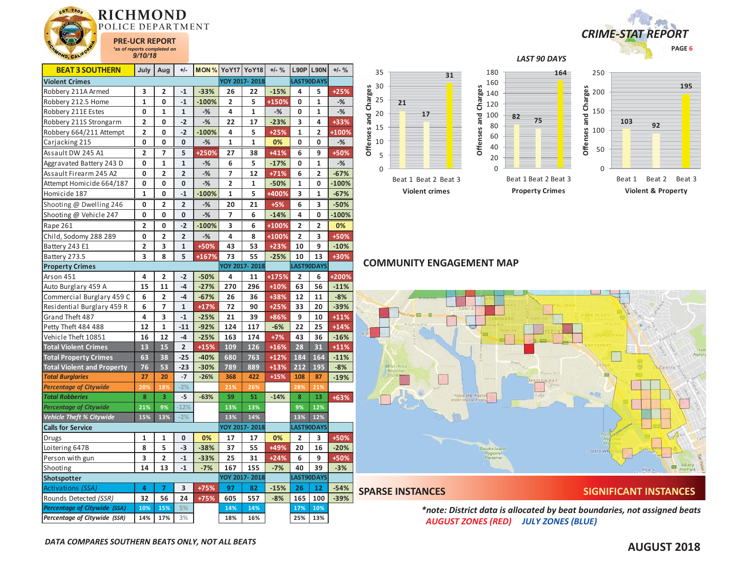# RICHMOND POLICE DEPARTMENT

**PRE-UCR REPORT**
*as of reports completed on 9/10/18*

## CRIME-STAT REPORT

| BEAT 3 SOUTHERN | July | Aug | +/- | MON % | YoY17 | YoY18 | +/- % | L90P | L90N | +/- % |
|---|---|---|---|---|---|---|---|---|---|---|
| **Violent Crimes** | | | | | YOY 2017- 2018 | | | LAST90DAYS | | |
| Robbery 211A Armed | 3 | 2 | -1 | -33% | 26 | 22 | -15% | 4 | 5 | +25% |
| Robbery 212.5 Home | 1 | 0 | -1 | -100% | 2 | 5 | +150% | 0 | 1 | -% |
| Robbery 211E Estes | 0 | 1 | 1 | -% | 4 | 1 | -% | 0 | 1 | -% |
| Robbery 211S Strongarm | 2 | 0 | -2 | -% | 22 | 17 | -23% | 3 | 4 | +33% |
| Robbery 664/211 Attempt | 2 | 0 | -2 | -100% | 4 | 5 | +25% | 1 | 2 | +100% |
| Carjacking 215 | 0 | 0 | 0 | -% | 1 | 1 | 0% | 0 | 0 | -% |
| Assault DW 245 A1 | 2 | 7 | 5 | +250% | 27 | 38 | +41% | 6 | 9 | +50% |
| Aggravated Battery 243 D | 0 | 1 | 1 | -% | 6 | 5 | -17% | 0 | 1 | -% |
| Assault Firearm 245 A2 | 0 | 2 | 2 | -% | 7 | 12 | +71% | 6 | 2 | -67% |
| Attempt Homicide 664/187 | 0 | 0 | 0 | -% | 2 | 1 | -50% | 1 | 0 | -100% |
| Homicide 187 | 1 | 0 | -1 | -100% | 1 | 5 | +400% | 3 | 1 | -67% |
| Shooting @ Dwelling 246 | 0 | 2 | 2 | -% | 20 | 21 | +5% | 6 | 3 | -50% |
| Shooting @ Vehicle 247 | 0 | 0 | 0 | -% | 7 | 6 | -14% | 4 | 0 | -100% |
| Rape 261 | 2 | 0 | -2 | -100% | 3 | 6 | +100% | 2 | 2 | 0% |
| Child, Sodomy 288 289 | 0 | 2 | 2 | -% | 4 | 8 | +100% | 2 | 3 | +50% |
| Battery 243 E1 | 2 | 3 | 1 | +50% | 43 | 53 | +23% | 10 | 9 | -10% |
| Battery 273.5 | 3 | 8 | 5 | +167% | 73 | 55 | -25% | 10 | 13 | +30% |
| **Property Crimes** | | | | | YOY 2017- 2018 | | | LAST90DAYS | | |
| Arson 451 | 4 | 2 | -2 | -50% | 4 | 11 | +175% | 2 | 6 | +200% |
| Auto Burglary 459 A | 15 | 11 | -4 | -27% | 270 | 296 | +10% | 63 | 56 | -11% |
| Commercial Burglary 459 C | 6 | 2 | -4 | -67% | 26 | 36 | +38% | 12 | 11 | -8% |
| Residential Burglary 459 R | 6 | 7 | 1 | +17% | 72 | 90 | +25% | 33 | 20 | -39% |
| Grand Theft 487 | 4 | 3 | -1 | -25% | 21 | 39 | +86% | 9 | 10 | +11% |
| Petty Theft 484 488 | 12 | 1 | -11 | -92% | 124 | 117 | -6% | 22 | 25 | +14% |
| Vehicle Theft 10851 | 16 | 12 | -4 | -25% | 163 | 174 | +7% | 43 | 36 | -16% |
| **Total Violent Crimes** | 13 | 15 | 2 | +15% | 109 | 126 | +16% | 28 | 31 | +11% |
| **Total Property Crimes** | 63 | 38 | -25 | -40% | 680 | 763 | +12% | 184 | 164 | -11% |
| **Total Violent and Property** | 76 | 53 | -23 | -30% | 789 | 889 | +13% | 212 | 195 | -8% |
| ***Total Burglaries*** | 27 | 20 | -7 | -26% | 368 | 422 | +15% | 108 | 87 | -19% |
| ***Percentage of Citywide*** | 20% | 18% | -2% | | 21% | 26% | | 28% | 21% | |
| ***Total Robberies*** | 8 | 3 | -5 | -63% | 59 | 51 | -14% | 8 | 13 | +63% |
| ***Percentage of Citywide*** | 21% | 9% | -12% | | 13% | 13% | | 9% | 12% | |
| ***Vehicle Theft % Citywide*** | 15% | 13% | -2% | | 13% | 14% | | 13% | 12% | |
| **Calls for Service** | | | | | YOY 2017- 2018 | | | LAST90DAYS | | |
| Drugs | 1 | 1 | 0 | 0% | 17 | 17 | 0% | 2 | 3 | +50% |
| Loitering 647B | 8 | 5 | -3 | -38% | 37 | 55 | +49% | 20 | 16 | -20% |
| Person with gun | 3 | 2 | -1 | -33% | 25 | 31 | +24% | 6 | 9 | +50% |
| Shooting | 14 | 13 | -1 | -7% | 167 | 155 | -7% | 40 | 39 | -3% |
| **Shotspotter** | | | | | YOY 2017- 2018 | | | LAST90DAYS | | |
| *Activations (SSA)* | 4 | 7 | 3 | +75% | 97 | 82 | -15% | 26 | 12 | -54% |
| *Rounds Detected (SSR)* | 32 | 56 | 24 | +75% | 605 | 557 | -8% | 165 | 100 | -39% |
| ***Percentage of Citywide (SSA)*** | 10% | 15% | 5% | | 14% | 14% | | 17% | 10% | |
| ***Percentage of Citywide (SSR)*** | 14% | 17% | 3% | | 18% | 16% | | 25% | 13% | |

### LAST 90 DAYS

**Violent crimes** (Offenses and Charges)

| Beat 1 | Beat 2 | Beat 3 |
|---|---|---|
| 21 | 17 | 31 |

**Property Crimes** (Offenses and Charges)

| Beat 1 | Beat 2 | Beat 3 |
|---|---|---|
| 82 | 75 | 164 |

**Violent & Property** (Offenses and Charges)

| Beat 1 | Beat 2 | Beat 3 |
|---|---|---|
| 103 | 92 | 195 |

## COMMUNITY ENGAGEMENT MAP

SPARSE INSTANCES — SIGNIFICANT INSTANCES

*\*note: District data is allocated by beat boundaries, not assigned beats*
*AUGUST ZONES (RED) JULY ZONES (BLUE)*

*DATA COMPARES SOUTHERN BEATS ONLY, NOT ALL BEATS*

**AUGUST 2018**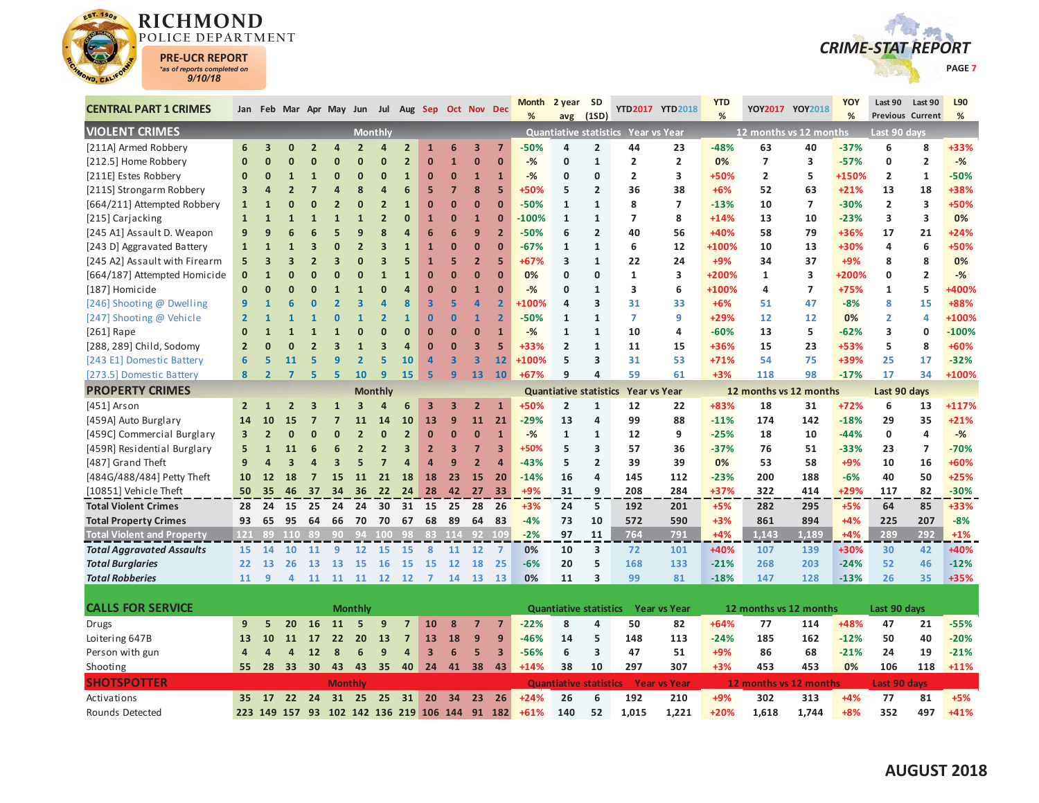# RICHMOND POLICE DEPARTMENT

**PRE-UCR REPORT**
*as of reports completed on 9/10/18

## CRIME-STAT REPORT

| CENTRAL PART 1 CRIMES | Jan | Feb | Mar | Apr | May | Jun | Jul | Aug | Sep | Oct | Nov | Dec | Month % | 2 year avg | SD (1SD) | YTD2017 | YTD2018 | YTD % | YOY2017 | YOY2018 | YOY % | Last 90 Previous | Last 90 Current | L90 % |
|---|---|---|---|---|---|---|---|---|---|---|---|---|---|---|---|---|---|---|---|---|---|---|---|---|
| **VIOLENT CRIMES** | Monthly | | | | | | | | | | | | Quantiative statistics | | | Year vs Year | | | 12 months vs 12 months | | | Last 90 days | | |
| [211A] Armed Robbery | 6 | 3 | 0 | 2 | 4 | 2 | 4 | 2 | 1 | 6 | 3 | 7 | -50% | 4 | 2 | 44 | 23 | -48% | 63 | 40 | -37% | 6 | 8 | +33% |
| [212.5] Home Robbery | 0 | 0 | 0 | 0 | 0 | 0 | 0 | 2 | 0 | 1 | 0 | 0 | -% | 0 | 1 | 2 | 2 | 0% | 7 | 3 | -57% | 0 | 2 | -% |
| [211E] Estes Robbery | 0 | 0 | 1 | 1 | 0 | 0 | 0 | 1 | 0 | 0 | 0 | 0 | -% | 0 | 0 | 2 | 3 | +50% | 2 | 5 | +150% | 2 | 1 | -50% |
| [211S] Strongarm Robbery | 3 | 4 | 2 | 7 | 4 | 8 | 4 | 6 | 5 | 7 | 8 | 5 | +50% | 5 | 2 | 36 | 38 | +6% | 52 | 63 | +21% | 13 | 18 | +38% |
| [664/211] Attempted Robbery | 1 | 1 | 0 | 0 | 2 | 0 | 2 | 1 | 0 | 0 | 0 | 0 | -50% | 1 | 1 | 8 | 7 | -13% | 10 | 7 | -30% | 2 | 3 | +50% |
| [215] Carjacking | 1 | 1 | 1 | 1 | 1 | 1 | 2 | 0 | 1 | 0 | 1 | 0 | -100% | 1 | 1 | 7 | 8 | +14% | 13 | 10 | -23% | 3 | 3 | 0% |
| [245 A1] Assault D. Weapon | 9 | 9 | 6 | 6 | 5 | 9 | 8 | 4 | 6 | 6 | 9 | 2 | -50% | 6 | 2 | 40 | 56 | +40% | 58 | 79 | +36% | 17 | 21 | +24% |
| [243 D] Aggravated Battery | 1 | 1 | 1 | 3 | 0 | 2 | 3 | 1 | 1 | 0 | 0 | 0 | -67% | 1 | 1 | 6 | 12 | +100% | 10 | 13 | +30% | 4 | 6 | +50% |
| [245 A2] Assault with Firearm | 5 | 3 | 3 | 2 | 3 | 0 | 3 | 5 | 1 | 5 | 2 | 5 | +67% | 3 | 1 | 22 | 24 | +9% | 34 | 37 | +9% | 8 | 8 | 0% |
| [664/187] Attempted Homicide | 0 | 1 | 0 | 0 | 0 | 0 | 1 | 1 | 0 | 0 | 0 | 0 | 0% | 0 | 0 | 1 | 3 | +200% | 1 | 3 | +200% | 0 | 2 | -% |
| [187] Homicide | 0 | 0 | 0 | 0 | 1 | 1 | 0 | 4 | 0 | 0 | 1 | 0 | -% | 0 | 1 | 3 | 6 | +100% | 4 | 7 | +75% | 1 | 5 | +400% |
| [246] Shooting @ Dwelling | 9 | 1 | 6 | 0 | 2 | 3 | 4 | 8 | 3 | 5 | 4 | 2 | +100% | 4 | 3 | 31 | 33 | +6% | 51 | 47 | -8% | 8 | 15 | +88% |
| [247] Shooting @ Vehicle | 2 | 1 | 1 | 1 | 0 | 1 | 2 | 1 | 0 | 0 | 1 | 2 | -50% | 1 | 1 | 7 | 9 | +29% | 12 | 12 | 0% | 2 | 4 | +100% |
| [261] Rape | 0 | 1 | 1 | 1 | 1 | 0 | 0 | 0 | 0 | 0 | 0 | 1 | -% | 1 | 1 | 10 | 4 | -60% | 13 | 5 | -62% | 3 | 0 | -100% |
| [288, 289] Child, Sodomy | 2 | 0 | 0 | 2 | 3 | 1 | 3 | 4 | 0 | 0 | 3 | 5 | +33% | 2 | 1 | 11 | 15 | +36% | 15 | 23 | +53% | 5 | 8 | +60% |
| [243 E1] Domestic Battery | 6 | 5 | 11 | 5 | 9 | 2 | 5 | 10 | 4 | 3 | 3 | 12 | +100% | 5 | 3 | 31 | 53 | +71% | 54 | 75 | +39% | 25 | 17 | -32% |
| [273.5] Domestic Battery | 8 | 2 | 7 | 5 | 5 | 10 | 9 | 15 | 5 | 9 | 13 | 10 | +67% | 9 | 4 | 59 | 61 | +3% | 118 | 98 | -17% | 17 | 34 | +100% |
| **PROPERTY CRIMES** | Monthly | | | | | | | | | | | | Quantiative statistics | | | Year vs Year | | | 12 months vs 12 months | | | Last 90 days | | |
| [451] Arson | 2 | 1 | 2 | 3 | 1 | 3 | 4 | 6 | 3 | 3 | 2 | 1 | +50% | 2 | 1 | 12 | 22 | +83% | 18 | 31 | +72% | 6 | 13 | +117% |
| [459A] Auto Burglary | 14 | 10 | 15 | 7 | 7 | 11 | 14 | 10 | 13 | 9 | 11 | 21 | -29% | 13 | 4 | 99 | 88 | -11% | 174 | 142 | -18% | 29 | 35 | +21% |
| [459C] Commercial Burglary | 3 | 2 | 0 | 0 | 0 | 2 | 0 | 2 | 0 | 0 | 0 | 1 | -% | 1 | 1 | 12 | 9 | -25% | 18 | 10 | -44% | 0 | 4 | -% |
| [459R] Residential Burglary | 5 | 1 | 11 | 6 | 6 | 2 | 2 | 3 | 2 | 3 | 7 | 3 | +50% | 5 | 3 | 57 | 36 | -37% | 76 | 51 | -33% | 23 | 7 | -70% |
| [487] Grand Theft | 9 | 4 | 3 | 4 | 3 | 5 | 7 | 4 | 4 | 9 | 2 | 4 | -43% | 5 | 2 | 39 | 39 | 0% | 53 | 58 | +9% | 10 | 16 | +60% |
| [484G/488/484] Petty Theft | 10 | 12 | 18 | 7 | 15 | 11 | 21 | 18 | 18 | 23 | 15 | 20 | -14% | 16 | 4 | 145 | 112 | -23% | 200 | 188 | -6% | 40 | 50 | +25% |
| [10851] Vehicle Theft | 50 | 35 | 46 | 37 | 34 | 36 | 22 | 24 | 28 | 42 | 27 | 33 | +9% | 31 | 9 | 208 | 284 | +37% | 322 | 414 | +29% | 117 | 82 | -30% |
| **Total Violent Crimes** | 28 | 24 | 15 | 25 | 24 | 24 | 30 | 31 | 15 | 25 | 28 | 26 | +3% | 24 | 5 | 192 | 201 | +5% | 282 | 295 | +5% | 64 | 85 | +33% |
| **Total Property Crimes** | 93 | 65 | 95 | 64 | 66 | 70 | 70 | 67 | 68 | 89 | 64 | 83 | -4% | 73 | 10 | 572 | 590 | +3% | 861 | 894 | +4% | 225 | 207 | -8% |
| **Total Violent and Property** | 121 | 89 | 110 | 89 | 90 | 94 | 100 | 98 | 83 | 114 | 92 | 109 | -2% | 97 | 11 | 764 | 791 | +4% | 1,143 | 1,189 | +4% | 289 | 292 | +1% |
| ***Total Aggravated Assaults*** | 15 | 14 | 10 | 11 | 9 | 12 | 15 | 15 | 8 | 11 | 12 | 7 | 0% | 10 | 3 | 72 | 101 | +40% | 107 | 139 | +30% | 30 | 42 | +40% |
| ***Total Burglaries*** | 22 | 13 | 26 | 13 | 13 | 15 | 16 | 15 | 15 | 12 | 18 | 25 | -6% | 20 | 5 | 168 | 133 | -21% | 268 | 203 | -24% | 52 | 46 | -12% |
| ***Total Robberies*** | 11 | 9 | 4 | 11 | 11 | 11 | 12 | 12 | 7 | 14 | 13 | 13 | 0% | 11 | 3 | 99 | 81 | -18% | 147 | 128 | -13% | 26 | 35 | +35% |
| **CALLS FOR SERVICE** | Monthly | | | | | | | | | | | | Quantiative statistics | | | Year vs Year | | | 12 months vs 12 months | | | Last 90 days | | |
| Drugs | 9 | 5 | 20 | 16 | 11 | 5 | 9 | 7 | 10 | 8 | 7 | 7 | -22% | 8 | 4 | 50 | 82 | +64% | 77 | 114 | +48% | 47 | 21 | -55% |
| Loitering 647B | 13 | 10 | 11 | 17 | 22 | 20 | 13 | 7 | 13 | 18 | 9 | 9 | -46% | 14 | 5 | 148 | 113 | -24% | 185 | 162 | -12% | 50 | 40 | -20% |
| Person with gun | 4 | 4 | 4 | 12 | 8 | 6 | 9 | 4 | 3 | 6 | 5 | 3 | -56% | 6 | 3 | 47 | 51 | +9% | 86 | 68 | -21% | 24 | 19 | -21% |
| Shooting | 55 | 28 | 33 | 30 | 43 | 43 | 35 | 40 | 24 | 41 | 38 | 43 | +14% | 38 | 10 | 297 | 307 | +3% | 453 | 453 | 0% | 106 | 118 | +11% |
| **SHOTSPOTTER** | Monthly | | | | | | | | | | | | Quantiative statistics | | | Year vs Year | | | 12 months vs 12 months | | | Last 90 days | | |
| Activations | 35 | 17 | 22 | 24 | 31 | 25 | 25 | 31 | 20 | 34 | 23 | 26 | +24% | 26 | 6 | 192 | 210 | +9% | 302 | 313 | +4% | 77 | 81 | +5% |
| Rounds Detected | 223 | 149 | 157 | 93 | 102 | 142 | 136 | 219 | 106 | 144 | 91 | 182 | +61% | 140 | 52 | 1,015 | 1,221 | +20% | 1,618 | 1,744 | +8% | 352 | 497 | +41% |

**AUGUST 2018**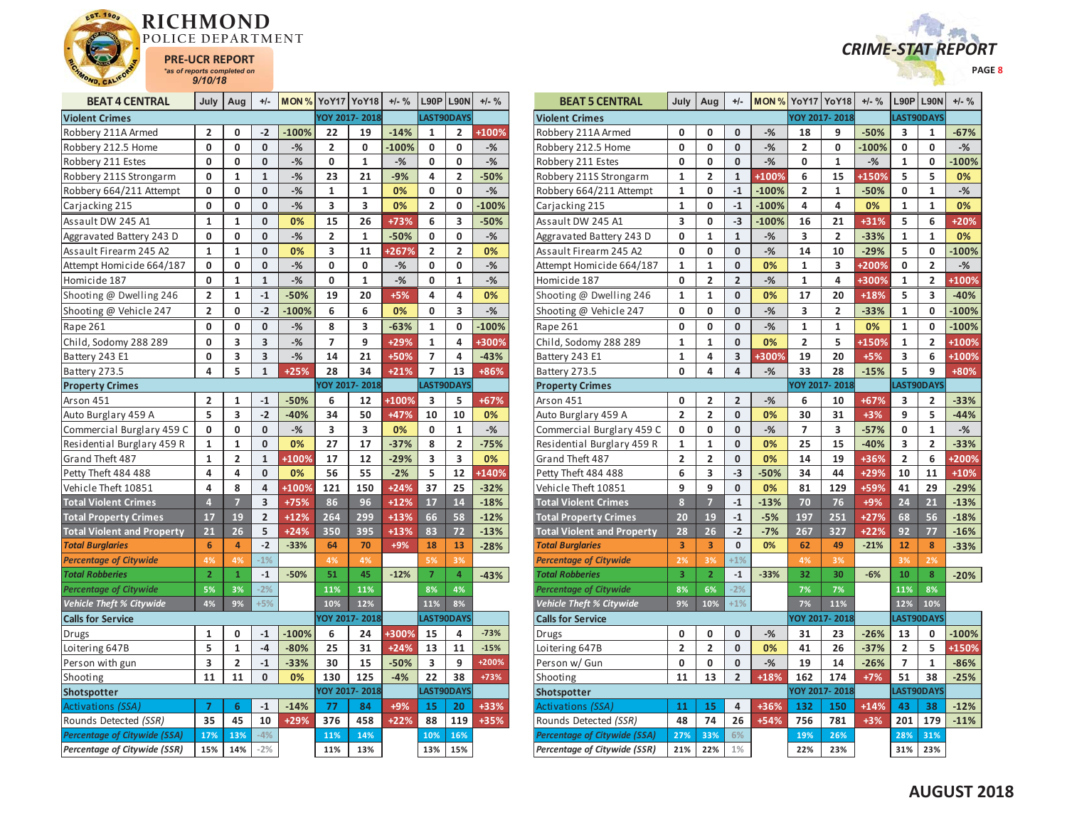# RICHMOND POLICE DEPARTMENT

**PRE-UCR REPORT**
*as of reports completed on
9/10/18

**CRIME-STAT REPORT**

| BEAT 4 CENTRAL | July | Aug | +/- | MON % | YoY17 | YoY18 | +/- % | L90P | L90N | +/- % |
|---|---|---|---|---|---|---|---|---|---|---|
| **Violent Crimes** | | | | | YOY 2017- 2018 | | | LAST90DAYS | | |
| Robbery 211A Armed | 2 | 0 | -2 | -100% | 22 | 19 | -14% | 1 | 2 | +100% |
| Robbery 212.5 Home | 0 | 0 | 0 | -% | 2 | 0 | -100% | 0 | 0 | -% |
| Robbery 211 Estes | 0 | 0 | 0 | -% | 0 | 1 | -% | 0 | 0 | -% |
| Robbery 211S Strongarm | 0 | 1 | 1 | -% | 23 | 21 | -9% | 4 | 2 | -50% |
| Robbery 664/211 Attempt | 0 | 0 | 0 | -% | 1 | 1 | 0% | 0 | 0 | -% |
| Carjacking 215 | 0 | 0 | 0 | -% | 3 | 3 | 0% | 2 | 0 | -100% |
| Assault DW 245 A1 | 1 | 1 | 0 | 0% | 15 | 26 | +73% | 6 | 3 | -50% |
| Aggravated Battery 243 D | 0 | 0 | 0 | -% | 2 | 1 | -50% | 0 | 0 | -% |
| Assault Firearm 245 A2 | 1 | 1 | 0 | 0% | 3 | 11 | +267% | 2 | 2 | 0% |
| Attempt Homicide 664/187 | 0 | 0 | 0 | -% | 0 | 0 | -% | 0 | 0 | -% |
| Homicide 187 | 0 | 1 | 1 | -% | 0 | 1 | -% | 0 | 1 | -% |
| Shooting @ Dwelling 246 | 2 | 1 | -1 | -50% | 19 | 20 | +5% | 4 | 4 | 0% |
| Shooting @ Vehicle 247 | 2 | 0 | -2 | -100% | 6 | 6 | 0% | 0 | 3 | -% |
| Rape 261 | 0 | 0 | 0 | -% | 8 | 3 | -63% | 1 | 0 | -100% |
| Child, Sodomy 288 289 | 0 | 3 | 3 | -% | 7 | 9 | +29% | 1 | 4 | +300% |
| Battery 243 E1 | 0 | 3 | 3 | -% | 14 | 21 | +50% | 7 | 4 | -43% |
| Battery 273.5 | 4 | 5 | 1 | +25% | 28 | 34 | +21% | 7 | 13 | +86% |
| **Property Crimes** | | | | | YOY 2017- 2018 | | | LAST90DAYS | | |
| Arson 451 | 2 | 1 | -1 | -50% | 6 | 12 | +100% | 3 | 5 | +67% |
| Auto Burglary 459 A | 5 | 3 | -2 | -40% | 34 | 50 | +47% | 10 | 10 | 0% |
| Commercial Burglary 459 C | 0 | 0 | 0 | -% | 3 | 3 | 0% | 0 | 1 | -% |
| Residential Burglary 459 R | 1 | 1 | 0 | 0% | 27 | 17 | -37% | 8 | 2 | -75% |
| Grand Theft 487 | 1 | 2 | 1 | +100% | 17 | 12 | -29% | 3 | 3 | 0% |
| Petty Theft 484 488 | 4 | 4 | 0 | 0% | 56 | 55 | -2% | 5 | 12 | +140% |
| Vehicle Theft 10851 | 4 | 8 | 4 | +100% | 121 | 150 | +24% | 37 | 25 | -32% |
| **Total Violent Crimes** | 4 | 7 | 3 | +75% | 86 | 96 | +12% | 17 | 14 | -18% |
| **Total Property Crimes** | 17 | 19 | 2 | +12% | 264 | 299 | +13% | 66 | 58 | -12% |
| **Total Violent and Property** | 21 | 26 | 5 | +24% | 350 | 395 | +13% | 83 | 72 | -13% |
| ***Total Burglaries*** | 6 | 4 | -2 | -33% | 64 | 70 | +9% | 18 | 13 | -28% |
| ***Percentage of Citywide*** | 4% | 4% | -1% | | 4% | 4% | | 5% | 3% | |
| ***Total Robberies*** | 2 | 1 | -1 | -50% | 51 | 45 | -12% | 7 | 4 | -43% |
| ***Percentage of Citywide*** | 5% | 3% | -2% | | 11% | 11% | | 8% | 4% | |
| ***Vehicle Theft % Citywide*** | 4% | 9% | +5% | | 10% | 12% | | 11% | 8% | |
| **Calls for Service** | | | | | YOY 2017- 2018 | | | LAST90DAYS | | |
| Drugs | 1 | 0 | -1 | -100% | 6 | 24 | +300% | 15 | 4 | -73% |
| Loitering 647B | 5 | 1 | -4 | -80% | 25 | 31 | +24% | 13 | 11 | -15% |
| Person with gun | 3 | 2 | -1 | -33% | 30 | 15 | -50% | 3 | 9 | +200% |
| Shooting | 11 | 11 | 0 | 0% | 130 | 125 | -4% | 22 | 38 | +73% |
| **Shotspotter** | | | | | YOY 2017- 2018 | | | LAST90DAYS | | |
| *Activations (SSA)* | 7 | 6 | -1 | -14% | 77 | 84 | +9% | 15 | 20 | +33% |
| *Rounds Detected (SSR)* | 35 | 45 | 10 | +29% | 376 | 458 | +22% | 88 | 119 | +35% |
| ***Percentage of Citywide (SSA)*** | 17% | 13% | -4% | | 11% | 14% | | 10% | 16% | |
| ***Percentage of Citywide (SSR)*** | 15% | 14% | -2% | | 11% | 13% | | 13% | 15% | |

| BEAT 5 CENTRAL | July | Aug | +/- | MON % | YoY17 | YoY18 | +/- % | L90P | L90N | +/- % |
|---|---|---|---|---|---|---|---|---|---|---|
| **Violent Crimes** | | | | | YOY 2017- 2018 | | | LAST90DAYS | | |
| Robbery 211A Armed | 0 | 0 | 0 | -% | 18 | 9 | -50% | 3 | 1 | -67% |
| Robbery 212.5 Home | 0 | 0 | 0 | -% | 2 | 0 | -100% | 0 | 0 | -% |
| Robbery 211 Estes | 0 | 0 | 0 | -% | 0 | 1 | -% | 1 | 0 | -100% |
| Robbery 211S Strongarm | 1 | 2 | 1 | +100% | 6 | 15 | +150% | 5 | 5 | 0% |
| Robbery 664/211 Attempt | 1 | 0 | -1 | -100% | 2 | 1 | -50% | 0 | 1 | -% |
| Carjacking 215 | 1 | 0 | -1 | -100% | 4 | 4 | 0% | 1 | 1 | 0% |
| Assault DW 245 A1 | 3 | 0 | -3 | -100% | 16 | 21 | +31% | 5 | 6 | +20% |
| Aggravated Battery 243 D | 0 | 1 | 1 | -% | 3 | 2 | -33% | 1 | 1 | 0% |
| Assault Firearm 245 A2 | 0 | 0 | 0 | -% | 14 | 10 | -29% | 5 | 0 | -100% |
| Attempt Homicide 664/187 | 1 | 1 | 0 | 0% | 1 | 3 | +200% | 0 | 2 | -% |
| Homicide 187 | 0 | 2 | 2 | -% | 1 | 4 | +300% | 1 | 2 | +100% |
| Shooting @ Dwelling 246 | 1 | 1 | 0 | 0% | 17 | 20 | +18% | 5 | 3 | -40% |
| Shooting @ Vehicle 247 | 0 | 0 | 0 | -% | 3 | 2 | -33% | 1 | 0 | -100% |
| Rape 261 | 0 | 0 | 0 | -% | 1 | 1 | 0% | 1 | 0 | -100% |
| Child, Sodomy 288 289 | 1 | 1 | 0 | 0% | 2 | 5 | +150% | 1 | 2 | +100% |
| Battery 243 E1 | 1 | 4 | 3 | +300% | 19 | 20 | +5% | 3 | 6 | +100% |
| Battery 273.5 | 0 | 4 | 4 | -% | 33 | 28 | -15% | 5 | 9 | +80% |
| **Property Crimes** | | | | | YOY 2017- 2018 | | | LAST90DAYS | | |
| Arson 451 | 0 | 2 | 2 | -% | 6 | 10 | +67% | 3 | 2 | -33% |
| Auto Burglary 459 A | 2 | 2 | 0 | 0% | 30 | 31 | +3% | 9 | 5 | -44% |
| Commercial Burglary 459 C | 0 | 0 | 0 | -% | 7 | 3 | -57% | 0 | 1 | -% |
| Residential Burglary 459 R | 1 | 1 | 0 | 0% | 25 | 15 | -40% | 3 | 2 | -33% |
| Grand Theft 487 | 2 | 2 | 0 | 0% | 14 | 19 | +36% | 2 | 6 | +200% |
| Petty Theft 484 488 | 6 | 3 | -3 | -50% | 34 | 44 | +29% | 10 | 11 | +10% |
| Vehicle Theft 10851 | 9 | 9 | 0 | 0% | 81 | 129 | +59% | 41 | 29 | -29% |
| **Total Violent Crimes** | 8 | 7 | -1 | -13% | 70 | 76 | +9% | 24 | 21 | -13% |
| **Total Property Crimes** | 20 | 19 | -1 | -5% | 197 | 251 | +27% | 68 | 56 | -18% |
| **Total Violent and Property** | 28 | 26 | -2 | -7% | 267 | 327 | +22% | 92 | 77 | -16% |
| ***Total Burglaries*** | 3 | 3 | 0 | 0% | 62 | 49 | -21% | 12 | 8 | -33% |
| ***Percentage of Citywide*** | 2% | 3% | +1% | | 4% | 3% | | 3% | 2% | |
| ***Total Robberies*** | 3 | 2 | -1 | -33% | 32 | 30 | -6% | 10 | 8 | -20% |
| ***Percentage of Citywide*** | 8% | 6% | -2% | | 7% | 7% | | 11% | 8% | |
| ***Vehicle Theft % Citywide*** | 9% | 10% | +1% | | 7% | 11% | | 12% | 10% | |
| **Calls for Service** | | | | | YOY 2017- 2018 | | | LAST90DAYS | | |
| Drugs | 0 | 0 | 0 | -% | 31 | 23 | -26% | 13 | 0 | -100% |
| Loitering 647B | 2 | 2 | 0 | 0% | 41 | 26 | -37% | 2 | 5 | +150% |
| Person w/ Gun | 0 | 0 | 0 | -% | 19 | 14 | -26% | 7 | 1 | -86% |
| Shooting | 11 | 13 | 2 | +18% | 162 | 174 | +7% | 51 | 38 | -25% |
| **Shotspotter** | | | | | YOY 2017- 2018 | | | LAST90DAYS | | |
| *Activations (SSA)* | 11 | 15 | 4 | +36% | 132 | 150 | +14% | 43 | 38 | -12% |
| *Rounds Detected (SSR)* | 48 | 74 | 26 | +54% | 756 | 781 | +3% | 201 | 179 | -11% |
| ***Percentage of Citywide (SSA)*** | 27% | 33% | 6% | | 19% | 26% | | 28% | 31% | |
| ***Percentage of Citywide (SSR)*** | 21% | 22% | 1% | | 22% | 23% | | 31% | 23% | |

**AUGUST 2018**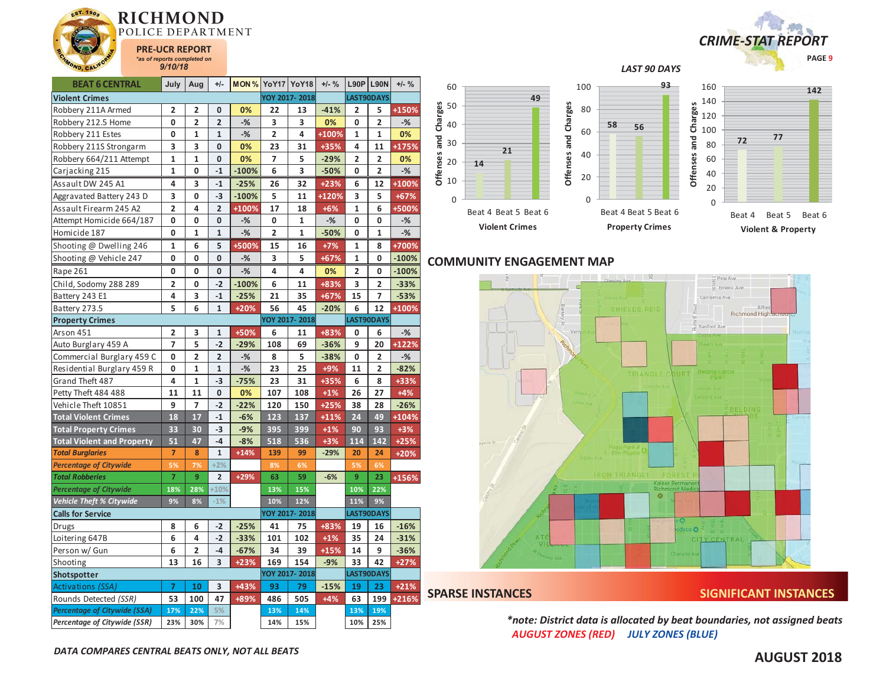# RICHMOND POLICE DEPARTMENT

**PRE-UCR REPORT**
*as of reports completed on 9/10/18*

## CRIME-STAT REPORT

| BEAT 6 CENTRAL | July | Aug | +/- | MON % | YoY17 | YoY18 | +/- % | L90P | L90N | +/- % |
|---|---|---|---|---|---|---|---|---|---|---|
| **Violent Crimes** | | | | | YOY 2017- 2018 | | | LAST90DAYS | | |
| Robbery 211A Armed | 2 | 2 | 0 | 0% | 22 | 13 | -41% | 2 | 5 | +150% |
| Robbery 212.5 Home | 0 | 2 | 2 | -% | 3 | 3 | 0% | 0 | 2 | -% |
| Robbery 211 Estes | 0 | 1 | 1 | -% | 2 | 4 | +100% | 1 | 1 | 0% |
| Robbery 211S Strongarm | 3 | 3 | 0 | 0% | 23 | 31 | +35% | 4 | 11 | +175% |
| Robbery 664/211 Attempt | 1 | 1 | 0 | 0% | 7 | 5 | -29% | 2 | 2 | 0% |
| Carjacking 215 | 1 | 0 | -1 | -100% | 6 | 3 | -50% | 0 | 2 | -% |
| Assault DW 245 A1 | 4 | 3 | -1 | -25% | 26 | 32 | +23% | 6 | 12 | +100% |
| Aggravated Battery 243 D | 3 | 0 | -3 | -100% | 5 | 11 | +120% | 3 | 5 | +67% |
| Assault Firearm 245 A2 | 2 | 4 | 2 | +100% | 17 | 18 | +6% | 1 | 6 | +500% |
| Attempt Homicide 664/187 | 0 | 0 | 0 | -% | 0 | 1 | -% | 0 | 0 | -% |
| Homicide 187 | 0 | 1 | 1 | -% | 2 | 1 | -50% | 0 | 1 | -% |
| Shooting @ Dwelling 246 | 1 | 6 | 5 | +500% | 15 | 16 | +7% | 1 | 8 | +700% |
| Shooting @ Vehicle 247 | 0 | 0 | 0 | -% | 3 | 5 | +67% | 1 | 0 | -100% |
| Rape 261 | 0 | 0 | 0 | -% | 4 | 4 | 0% | 2 | 0 | -100% |
| Child, Sodomy 288 289 | 2 | 0 | -2 | -100% | 6 | 11 | +83% | 3 | 2 | -33% |
| Battery 243 E1 | 4 | 3 | -1 | -25% | 21 | 35 | +67% | 15 | 7 | -53% |
| Battery 273.5 | 5 | 6 | 1 | +20% | 56 | 45 | -20% | 6 | 12 | +100% |
| **Property Crimes** | | | | | YOY 2017- 2018 | | | LAST90DAYS | | |
| Arson 451 | 2 | 3 | 1 | +50% | 6 | 11 | +83% | 0 | 6 | -% |
| Auto Burglary 459 A | 7 | 5 | -2 | -29% | 108 | 69 | -36% | 9 | 20 | +122% |
| Commercial Burglary 459 C | 0 | 2 | 2 | -% | 8 | 5 | -38% | 0 | 2 | -% |
| Residential Burglary 459 R | 0 | 1 | 1 | -% | 23 | 25 | +9% | 11 | 2 | -82% |
| Grand Theft 487 | 4 | 1 | -3 | -75% | 23 | 31 | +35% | 6 | 8 | +33% |
| Petty Theft 484 488 | 11 | 11 | 0 | 0% | 107 | 108 | +1% | 26 | 27 | +4% |
| Vehicle Theft 10851 | 9 | 7 | -2 | -22% | 120 | 150 | +25% | 38 | 28 | -26% |
| **Total Violent Crimes** | 18 | 17 | -1 | -6% | 123 | 137 | +11% | 24 | 49 | +104% |
| **Total Property Crimes** | 33 | 30 | -3 | -9% | 395 | 399 | +1% | 90 | 93 | +3% |
| **Total Violent and Property** | 51 | 47 | -4 | -8% | 518 | 536 | +3% | 114 | 142 | +25% |
| ***Total Burglaries*** | 7 | 8 | 1 | +14% | 139 | 99 | -29% | 20 | 24 | +20% |
| *Percentage of Citywide* | 5% | 7% | +2% | | 8% | 6% | | 5% | 6% | |
| ***Total Robberies*** | 7 | 9 | 2 | +29% | 63 | 59 | -6% | 9 | 23 | +156% |
| *Percentage of Citywide* | 18% | 28% | +10% | | 13% | 15% | | 10% | 22% | |
| *Vehicle Theft % Citywide* | 9% | 8% | -1% | | 10% | 12% | | 11% | 9% | |
| **Calls for Service** | | | | | YOY 2017- 2018 | | | LAST90DAYS | | |
| Drugs | 8 | 6 | -2 | -25% | 41 | 75 | +83% | 19 | 16 | -16% |
| Loitering 647B | 6 | 4 | -2 | -33% | 101 | 102 | +1% | 35 | 24 | -31% |
| Person w/ Gun | 6 | 2 | -4 | -67% | 34 | 39 | +15% | 14 | 9 | -36% |
| Shooting | 13 | 16 | 3 | +23% | 169 | 154 | -9% | 33 | 42 | +27% |
| **Shotspotter** | | | | | YOY 2017- 2018 | | | LAST90DAYS | | |
| *Activations (SSA)* | 7 | 10 | 3 | +43% | 93 | 79 | -15% | 19 | 23 | +21% |
| *Rounds Detected (SSR)* | 53 | 100 | 47 | +89% | 486 | 505 | +4% | 63 | 199 | +216% |
| *Percentage of Citywide (SSA)* | 17% | 22% | 5% | | 13% | 14% | | 13% | 19% | |
| *Percentage of Citywide (SSR)* | 23% | 30% | 7% | | 14% | 15% | | 10% | 25% | |

*DATA COMPARES CENTRAL BEATS ONLY, NOT ALL BEATS*

### LAST 90 DAYS

**Violent Crimes** (Offenses and Charges): Beat 4: 14, Beat 5: 21, Beat 6: 49

**Property Crimes** (Offenses and Charges): Beat 4: 58, Beat 5: 56, Beat 6: 93

**Violent & Property** (Offenses and Charges): Beat 4: 72, Beat 5: 77, Beat 6: 142

## COMMUNITY ENGAGEMENT MAP

SPARSE INSTANCES — SIGNIFICANT INSTANCES

*\*note: District data is allocated by beat boundaries, not assigned beats*
*AUGUST ZONES (RED) JULY ZONES (BLUE)*

**AUGUST 2018**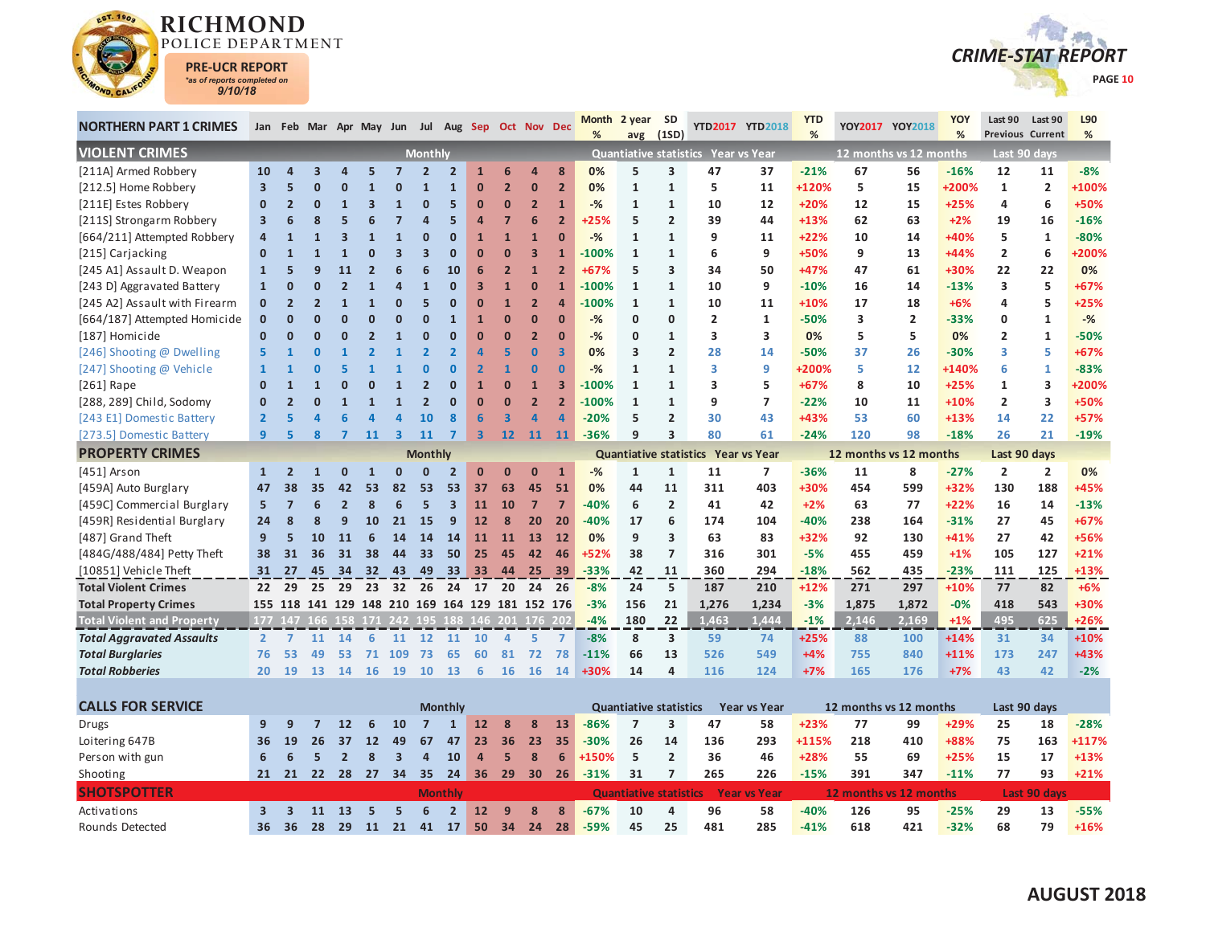# RICHMOND POLICE DEPARTMENT

**PRE-UCR REPORT**
*as of reports completed on 9/10/18

**CRIME-STAT REPORT**

| NORTHERN PART 1 CRIMES | Jan | Feb | Mar | Apr | May | Jun | Jul | Aug | Sep | Oct | Nov | Dec | Month % | 2 year avg | SD (1SD) | YTD2017 | YTD2018 | YTD % | YOY2017 | YOY2018 | YOY % | Last 90 Previous | Last 90 Current | L90 % |
|---|---|---|---|---|---|---|---|---|---|---|---|---|---|---|---|---|---|---|---|---|---|---|---|---|
| **VIOLENT CRIMES** | | | | | | | Monthly | | | | | | Quantiative statistics | | | Year vs Year | | | 12 months vs 12 months | | | Last 90 days | | |
| [211A] Armed Robbery | 10 | 4 | 3 | 4 | 5 | 7 | 2 | 2 | 1 | 6 | 4 | 8 | 0% | 5 | 3 | 47 | 37 | -21% | 67 | 56 | -16% | 12 | 11 | -8% |
| [212.5] Home Robbery | 3 | 5 | 0 | 0 | 1 | 0 | 1 | 1 | 0 | 2 | 0 | 2 | 0% | 1 | 1 | 5 | 11 | +120% | 5 | 15 | +200% | 1 | 2 | +100% |
| [211E] Estes Robbery | 0 | 2 | 0 | 1 | 3 | 1 | 0 | 5 | 0 | 0 | 2 | 1 | -% | 1 | 1 | 10 | 12 | +20% | 12 | 15 | +25% | 4 | 6 | +50% |
| [211S] Strongarm Robbery | 3 | 6 | 8 | 5 | 6 | 7 | 4 | 5 | 4 | 7 | 6 | 2 | +25% | 5 | 2 | 39 | 44 | +13% | 62 | 63 | +2% | 19 | 16 | -16% |
| [664/211] Attempted Robbery | 4 | 1 | 1 | 3 | 1 | 1 | 0 | 0 | 1 | 1 | 1 | 0 | -% | 1 | 1 | 9 | 11 | +22% | 10 | 14 | +40% | 5 | 1 | -80% |
| [215] Carjacking | 0 | 1 | 1 | 1 | 0 | 3 | 3 | 0 | 0 | 0 | 3 | 1 | -100% | 1 | 1 | 6 | 9 | +50% | 9 | 13 | +44% | 2 | 6 | +200% |
| [245 A1] Assault D. Weapon | 1 | 5 | 9 | 11 | 2 | 6 | 6 | 10 | 6 | 2 | 1 | 2 | +67% | 5 | 3 | 34 | 50 | +47% | 47 | 61 | +30% | 22 | 22 | 0% |
| [243 D] Aggravated Battery | 1 | 0 | 0 | 2 | 1 | 4 | 1 | 0 | 3 | 1 | 0 | 1 | -100% | 1 | 1 | 10 | 9 | -10% | 16 | 14 | -13% | 3 | 5 | +67% |
| [245 A2] Assault with Firearm | 0 | 2 | 2 | 1 | 1 | 0 | 5 | 0 | 0 | 1 | 2 | 4 | -100% | 1 | 1 | 10 | 11 | +10% | 17 | 18 | +6% | 4 | 5 | +25% |
| [664/187] Attempted Homicide | 0 | 0 | 0 | 0 | 0 | 0 | 0 | 1 | 1 | 0 | 0 | 0 | -% | 0 | 0 | 2 | 1 | -50% | 3 | 2 | -33% | 0 | 1 | -% |
| [187] Homicide | 0 | 0 | 0 | 0 | 2 | 1 | 0 | 0 | 0 | 0 | 2 | 0 | -% | 0 | 1 | 3 | 3 | 0% | 5 | 5 | 0% | 2 | 1 | -50% |
| [246] Shooting @ Dwelling | 5 | 1 | 0 | 1 | 2 | 1 | 2 | 2 | 4 | 5 | 0 | 3 | 0% | 3 | 2 | 28 | 14 | -50% | 37 | 26 | -30% | 3 | 5 | +67% |
| [247] Shooting @ Vehicle | 1 | 1 | 0 | 5 | 1 | 1 | 0 | 0 | 2 | 1 | 0 | 0 | -% | 1 | 1 | 3 | 9 | +200% | 5 | 12 | +140% | 6 | 1 | -83% |
| [261] Rape | 0 | 1 | 1 | 0 | 0 | 1 | 2 | 0 | 1 | 0 | 1 | 3 | -100% | 1 | 1 | 3 | 5 | +67% | 8 | 10 | +25% | 1 | 3 | +200% |
| [288, 289] Child, Sodomy | 0 | 2 | 0 | 1 | 1 | 1 | 2 | 0 | 0 | 0 | 2 | 2 | -100% | 1 | 1 | 9 | 7 | -22% | 10 | 11 | +10% | 2 | 3 | +50% |
| [243 E1] Domestic Battery | 2 | 5 | 4 | 6 | 4 | 4 | 10 | 8 | 6 | 3 | 4 | 4 | -20% | 5 | 2 | 30 | 43 | +43% | 53 | 60 | +13% | 14 | 22 | +57% |
| [273.5] Domestic Battery | 9 | 5 | 8 | 7 | 11 | 3 | 11 | 7 | 3 | 12 | 11 | 11 | -36% | 9 | 3 | 80 | 61 | -24% | 120 | 98 | -18% | 26 | 21 | -19% |
| **PROPERTY CRIMES** | | | | | | | Monthly | | | | | | Quantiative statistics | | | Year vs Year | | | 12 months vs 12 months | | | Last 90 days | | |
| [451] Arson | 1 | 2 | 1 | 0 | 1 | 0 | 0 | 2 | 0 | 0 | 0 | 1 | -% | 1 | 1 | 11 | 7 | -36% | 11 | 8 | -27% | 2 | 2 | 0% |
| [459A] Auto Burglary | 47 | 38 | 35 | 42 | 53 | 82 | 53 | 53 | 37 | 63 | 45 | 51 | 0% | 44 | 11 | 311 | 403 | +30% | 454 | 599 | +32% | 130 | 188 | +45% |
| [459C] Commercial Burglary | 5 | 7 | 6 | 2 | 8 | 6 | 5 | 3 | 11 | 10 | 7 | 7 | -40% | 6 | 2 | 41 | 42 | +2% | 63 | 77 | +22% | 16 | 14 | -13% |
| [459R] Residential Burglary | 24 | 8 | 8 | 9 | 10 | 21 | 15 | 9 | 12 | 8 | 20 | 20 | -40% | 17 | 6 | 174 | 104 | -40% | 238 | 164 | -31% | 27 | 45 | +67% |
| [487] Grand Theft | 9 | 5 | 10 | 11 | 6 | 14 | 14 | 14 | 11 | 11 | 13 | 12 | 0% | 9 | 3 | 63 | 83 | +32% | 92 | 130 | +41% | 27 | 42 | +56% |
| [484G/488/484] Petty Theft | 38 | 31 | 36 | 31 | 38 | 44 | 33 | 50 | 25 | 45 | 42 | 46 | +52% | 38 | 7 | 316 | 301 | -5% | 455 | 459 | +1% | 105 | 127 | +21% |
| [10851] Vehicle Theft | 31 | 27 | 45 | 34 | 32 | 43 | 49 | 33 | 33 | 44 | 25 | 39 | -33% | 42 | 11 | 360 | 294 | -18% | 562 | 435 | -23% | 111 | 125 | +13% |
| **Total Violent Crimes** | 22 | 29 | 25 | 29 | 23 | 32 | 26 | 24 | 17 | 20 | 24 | 26 | -8% | 24 | 5 | 187 | 210 | +12% | 271 | 297 | +10% | 77 | 82 | +6% |
| **Total Property Crimes** | 155 | 118 | 141 | 129 | 148 | 210 | 169 | 164 | 129 | 181 | 152 | 176 | -3% | 156 | 21 | 1,276 | 1,234 | -3% | 1,875 | 1,872 | -0% | 418 | 543 | +30% |
| **Total Violent and Property** | 177 | 147 | 166 | 158 | 171 | 242 | 195 | 188 | 146 | 201 | 176 | 202 | -4% | 180 | 22 | 1,463 | 1,444 | -1% | 2,146 | 2,169 | +1% | 495 | 625 | +26% |
| ***Total Aggravated Assaults*** | 2 | 7 | 11 | 14 | 6 | 11 | 12 | 11 | 10 | 4 | 5 | 7 | -8% | 8 | 3 | 59 | 74 | +25% | 88 | 100 | +14% | 31 | 34 | +10% |
| ***Total Burglaries*** | 76 | 53 | 49 | 53 | 71 | 109 | 73 | 65 | 60 | 81 | 72 | 78 | -11% | 66 | 13 | 526 | 549 | +4% | 755 | 840 | +11% | 173 | 247 | +43% |
| ***Total Robberies*** | 20 | 19 | 13 | 14 | 16 | 19 | 10 | 13 | 6 | 16 | 16 | 14 | +30% | 14 | 4 | 116 | 124 | +7% | 165 | 176 | +7% | 43 | 42 | -2% |
| **CALLS FOR SERVICE** | | | | | | | Monthly | | | | | | Quantiative statistics | | | Year vs Year | | | 12 months vs 12 months | | | Last 90 days | | |
| Drugs | 9 | 9 | 7 | 12 | 6 | 10 | 7 | 1 | 12 | 8 | 8 | 13 | -86% | 7 | 3 | 47 | 58 | +23% | 77 | 99 | +29% | 25 | 18 | -28% |
| Loitering 647B | 36 | 19 | 26 | 37 | 12 | 49 | 67 | 47 | 23 | 36 | 23 | 35 | -30% | 26 | 14 | 136 | 293 | +115% | 218 | 410 | +88% | 75 | 163 | +117% |
| Person with gun | 6 | 6 | 5 | 2 | 8 | 3 | 4 | 10 | 4 | 5 | 8 | 6 | +150% | 5 | 2 | 36 | 46 | +28% | 55 | 69 | +25% | 15 | 17 | +13% |
| Shooting | 21 | 21 | 22 | 28 | 27 | 34 | 35 | 24 | 36 | 29 | 30 | 26 | -31% | 31 | 7 | 265 | 226 | -15% | 391 | 347 | -11% | 77 | 93 | +21% |
| **SHOTSPOTTER** | | | | | | | Monthly | | | | | | Quantiative statistics | | | Year vs Year | | | 12 months vs 12 months | | | Last 90 days | | |
| Activations | 3 | 3 | 11 | 13 | 5 | 5 | 6 | 2 | 12 | 9 | 8 | 8 | -67% | 10 | 4 | 96 | 58 | -40% | 126 | 95 | -25% | 29 | 13 | -55% |
| Rounds Detected | 36 | 36 | 28 | 29 | 11 | 21 | 41 | 17 | 50 | 34 | 24 | 28 | -59% | 45 | 25 | 481 | 285 | -41% | 618 | 421 | -32% | 68 | 79 | +16% |

**AUGUST 2018**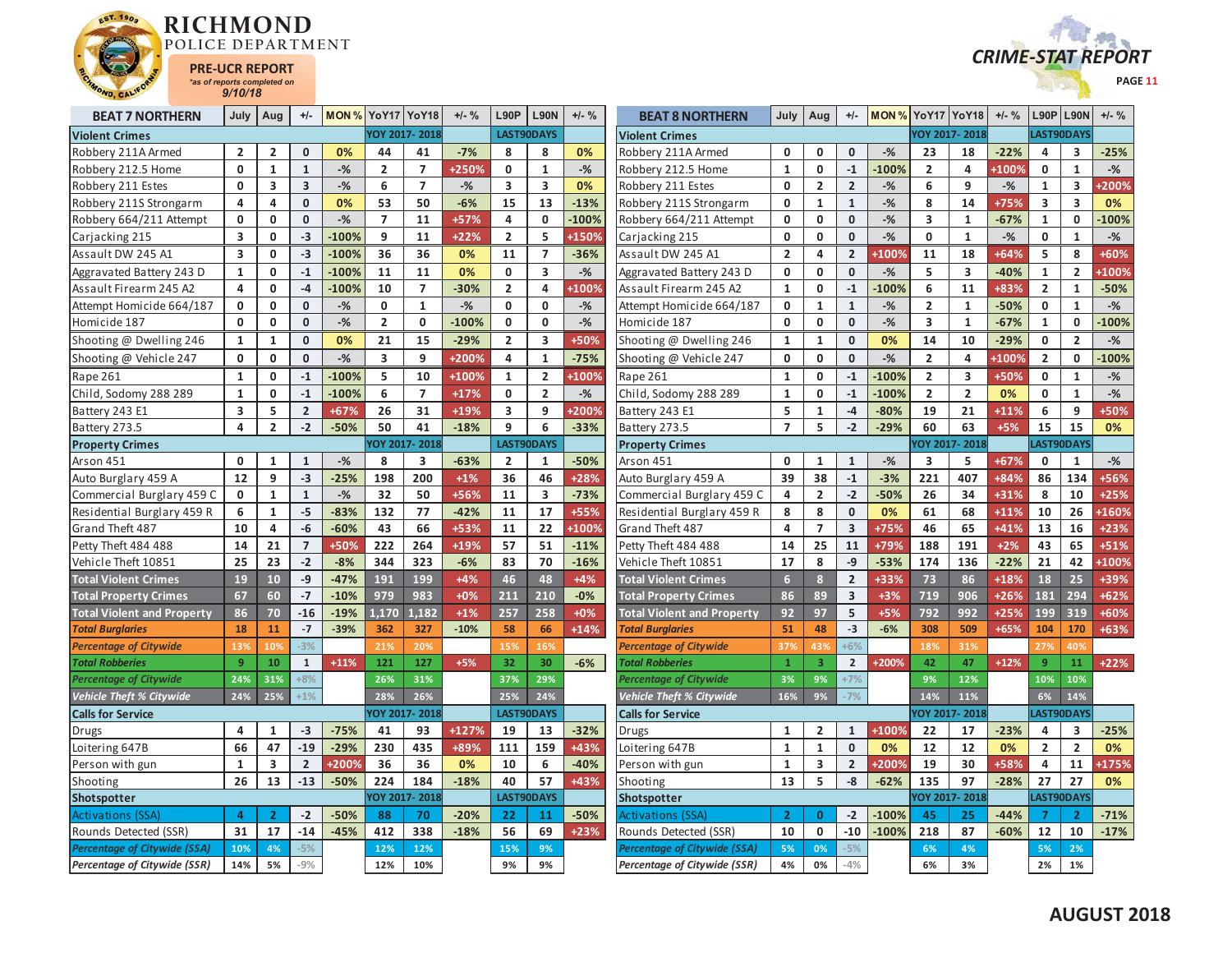# RICHMOND POLICE DEPARTMENT

**PRE-UCR REPORT**
*as of reports completed on 9/10/18*

**CRIME-STAT REPORT**

## BEAT 7 NORTHERN

| BEAT 7 NORTHERN | July | Aug | +/- | MON % | YoY17 | YoY18 | +/- % | L90P | L90N | +/- % |
|---|---|---|---|---|---|---|---|---|---|---|
| **Violent Crimes** | | | | | YOY 2017- 2018 | | | LAST90DAYS | | |
| Robbery 211A Armed | 2 | 2 | 0 | 0% | 44 | 41 | -7% | 8 | 8 | 0% |
| Robbery 212.5 Home | 0 | 1 | 1 | -% | 2 | 7 | +250% | 0 | 1 | -% |
| Robbery 211 Estes | 0 | 3 | 3 | -% | 6 | 7 | -% | 3 | 3 | 0% |
| Robbery 211S Strongarm | 4 | 4 | 0 | 0% | 53 | 50 | -6% | 15 | 13 | -13% |
| Robbery 664/211 Attempt | 0 | 0 | 0 | -% | 7 | 11 | +57% | 4 | 0 | -100% |
| Carjacking 215 | 3 | 0 | -3 | -100% | 9 | 11 | +22% | 2 | 5 | +150% |
| Assault DW 245 A1 | 3 | 0 | -3 | -100% | 36 | 36 | 0% | 11 | 7 | -36% |
| Aggravated Battery 243 D | 1 | 0 | -1 | -100% | 11 | 11 | 0% | 0 | 3 | -% |
| Assault Firearm 245 A2 | 4 | 0 | -4 | -100% | 10 | 7 | -30% | 2 | 4 | +100% |
| Attempt Homicide 664/187 | 0 | 0 | 0 | -% | 0 | 1 | -% | 0 | 0 | -% |
| Homicide 187 | 0 | 0 | 0 | -% | 2 | 0 | -100% | 0 | 0 | -% |
| Shooting @ Dwelling 246 | 1 | 1 | 0 | 0% | 21 | 15 | -29% | 2 | 3 | +50% |
| Shooting @ Vehicle 247 | 0 | 0 | 0 | -% | 3 | 9 | +200% | 4 | 1 | -75% |
| Rape 261 | 1 | 0 | -1 | -100% | 5 | 10 | +100% | 1 | 2 | +100% |
| Child, Sodomy 288 289 | 1 | 0 | -1 | -100% | 6 | 7 | +17% | 0 | 2 | -% |
| Battery 243 E1 | 3 | 5 | 2 | +67% | 26 | 31 | +19% | 3 | 9 | +200% |
| Battery 273.5 | 4 | 2 | -2 | -50% | 50 | 41 | -18% | 9 | 6 | -33% |
| **Property Crimes** | | | | | YOY 2017- 2018 | | | LAST90DAYS | | |
| Arson 451 | 0 | 1 | 1 | -% | 8 | 3 | -63% | 2 | 1 | -50% |
| Auto Burglary 459 A | 12 | 9 | -3 | -25% | 198 | 200 | +1% | 36 | 46 | +28% |
| Commercial Burglary 459 C | 0 | 1 | 1 | -% | 32 | 50 | +56% | 11 | 3 | -73% |
| Residential Burglary 459 R | 6 | 1 | -5 | -83% | 132 | 77 | -42% | 11 | 17 | +55% |
| Grand Theft 487 | 10 | 4 | -6 | -60% | 43 | 66 | +53% | 11 | 22 | +100% |
| Petty Theft 484 488 | 14 | 21 | 7 | +50% | 222 | 264 | +19% | 57 | 51 | -11% |
| Vehicle Theft 10851 | 25 | 23 | -2 | -8% | 344 | 323 | -6% | 83 | 70 | -16% |
| **Total Violent Crimes** | 19 | 10 | -9 | -47% | 191 | 199 | +4% | 46 | 48 | +4% |
| **Total Property Crimes** | 67 | 60 | -7 | -10% | 979 | 983 | +0% | 211 | 210 | -0% |
| **Total Violent and Property** | 86 | 70 | -16 | -19% | 1,170 | 1,182 | +1% | 257 | 258 | +0% |
| ***Total Burglaries*** | 18 | 11 | -7 | -39% | 362 | 327 | -10% | 58 | 66 | +14% |
| ***Percentage of Citywide*** | 13% | 10% | -3% | | 21% | 20% | | 15% | 16% | |
| ***Total Robberies*** | 9 | 10 | 1 | +11% | 121 | 127 | +5% | 32 | 30 | -6% |
| ***Percentage of Citywide*** | 24% | 31% | +8% | | 26% | 31% | | 37% | 29% | |
| ***Vehicle Theft % Citywide*** | 24% | 25% | +1% | | 28% | 26% | | 25% | 24% | |
| **Calls for Service** | | | | | YOY 2017- 2018 | | | LAST90DAYS | | |
| Drugs | 4 | 1 | -3 | -75% | 41 | 93 | +127% | 19 | 13 | -32% |
| Loitering 647B | 66 | 47 | -19 | -29% | 230 | 435 | +89% | 111 | 159 | +43% |
| Person with gun | 1 | 3 | 2 | +200% | 36 | 36 | 0% | 10 | 6 | -40% |
| Shooting | 26 | 13 | -13 | -50% | 224 | 184 | -18% | 40 | 57 | +43% |
| **Shotspotter** | | | | | YOY 2017- 2018 | | | LAST90DAYS | | |
| Activations (SSA) | 4 | 2 | -2 | -50% | 88 | 70 | -20% | 22 | 11 | -50% |
| Rounds Detected (SSR) | 31 | 17 | -14 | -45% | 412 | 338 | -18% | 56 | 69 | +23% |
| ***Percentage of Citywide (SSA)*** | 10% | 4% | -5% | | 12% | 12% | | 15% | 9% | |
| ***Percentage of Citywide (SSR)*** | 14% | 5% | -9% | | 12% | 10% | | 9% | 9% | |

## BEAT 8 NORTHERN

| BEAT 8 NORTHERN | July | Aug | +/- | MON % | YoY17 | YoY18 | +/- % | L90P | L90N | +/- % |
|---|---|---|---|---|---|---|---|---|---|---|
| **Violent Crimes** | | | | | YOY 2017- 2018 | | | LAST90DAYS | | |
| Robbery 211A Armed | 0 | 0 | 0 | -% | 23 | 18 | -22% | 4 | 3 | -25% |
| Robbery 212.5 Home | 1 | 0 | -1 | -100% | 2 | 4 | +100% | 0 | 1 | -% |
| Robbery 211 Estes | 0 | 2 | 2 | -% | 6 | 9 | -% | 1 | 3 | +200% |
| Robbery 211S Strongarm | 0 | 1 | 1 | -% | 8 | 14 | +75% | 3 | 3 | 0% |
| Robbery 664/211 Attempt | 0 | 0 | 0 | -% | 3 | 1 | -67% | 1 | 0 | -100% |
| Carjacking 215 | 0 | 0 | 0 | -% | 0 | 1 | -% | 0 | 1 | -% |
| Assault DW 245 A1 | 2 | 4 | 2 | +100% | 11 | 18 | +64% | 5 | 8 | +60% |
| Aggravated Battery 243 D | 0 | 0 | 0 | -% | 5 | 3 | -40% | 1 | 2 | +100% |
| Assault Firearm 245 A2 | 1 | 0 | -1 | -100% | 6 | 11 | +83% | 2 | 1 | -50% |
| Attempt Homicide 664/187 | 0 | 1 | 1 | -% | 2 | 1 | -50% | 0 | 1 | -% |
| Homicide 187 | 0 | 0 | 0 | -% | 3 | 1 | -67% | 1 | 0 | -100% |
| Shooting @ Dwelling 246 | 1 | 1 | 0 | 0% | 14 | 10 | -29% | 0 | 2 | -% |
| Shooting @ Vehicle 247 | 0 | 0 | 0 | -% | 2 | 4 | +100% | 2 | 0 | -100% |
| Rape 261 | 1 | 0 | -1 | -100% | 2 | 3 | +50% | 0 | 1 | -% |
| Child, Sodomy 288 289 | 1 | 0 | -1 | -100% | 2 | 2 | 0% | 0 | 1 | -% |
| Battery 243 E1 | 5 | 1 | -4 | -80% | 19 | 21 | +11% | 6 | 9 | +50% |
| Battery 273.5 | 7 | 5 | -2 | -29% | 60 | 63 | +5% | 15 | 15 | 0% |
| **Property Crimes** | | | | | YOY 2017- 2018 | | | LAST90DAYS | | |
| Arson 451 | 0 | 1 | 1 | -% | 3 | 5 | +67% | 0 | 1 | -% |
| Auto Burglary 459 A | 39 | 38 | -1 | -3% | 221 | 407 | +84% | 86 | 134 | +56% |
| Commercial Burglary 459 C | 4 | 2 | -2 | -50% | 26 | 34 | +31% | 8 | 10 | +25% |
| Residential Burglary 459 R | 8 | 8 | 0 | 0% | 61 | 68 | +11% | 10 | 26 | +160% |
| Grand Theft 487 | 4 | 7 | 3 | +75% | 46 | 65 | +41% | 13 | 16 | +23% |
| Petty Theft 484 488 | 14 | 25 | 11 | +79% | 188 | 191 | +2% | 43 | 65 | +51% |
| Vehicle Theft 10851 | 17 | 8 | -9 | -53% | 174 | 136 | -22% | 21 | 42 | +100% |
| **Total Violent Crimes** | 6 | 8 | 2 | +33% | 73 | 86 | +18% | 18 | 25 | +39% |
| **Total Property Crimes** | 86 | 89 | 3 | +3% | 719 | 906 | +26% | 181 | 294 | +62% |
| **Total Violent and Property** | 92 | 97 | 5 | +5% | 792 | 992 | +25% | 199 | 319 | +60% |
| ***Total Burglaries*** | 51 | 48 | -3 | -6% | 308 | 509 | +65% | 104 | 170 | +63% |
| ***Percentage of Citywide*** | 37% | 43% | +6% | | 18% | 31% | | 27% | 40% | |
| ***Total Robberies*** | 1 | 3 | 2 | +200% | 42 | 47 | +12% | 9 | 11 | +22% |
| ***Percentage of Citywide*** | 3% | 9% | +7% | | 9% | 12% | | 10% | 10% | |
| ***Vehicle Theft % Citywide*** | 16% | 9% | -7% | | 14% | 11% | | 6% | 14% | |
| **Calls for Service** | | | | | YOY 2017- 2018 | | | LAST90DAYS | | |
| Drugs | 1 | 2 | 1 | +100% | 22 | 17 | -23% | 4 | 3 | -25% |
| Loitering 647B | 1 | 1 | 0 | 0% | 12 | 12 | 0% | 2 | 2 | 0% |
| Person with gun | 1 | 3 | 2 | +200% | 19 | 30 | +58% | 4 | 11 | +175% |
| Shooting | 13 | 5 | -8 | -62% | 135 | 97 | -28% | 27 | 27 | 0% |
| **Shotspotter** | | | | | YOY 2017- 2018 | | | LAST90DAYS | | |
| Activations (SSA) | 2 | 0 | -2 | -100% | 45 | 25 | -44% | 7 | 2 | -71% |
| Rounds Detected (SSR) | 10 | 0 | -10 | -100% | 218 | 87 | -60% | 12 | 10 | -17% |
| ***Percentage of Citywide (SSA)*** | 5% | 0% | -5% | | 6% | 4% | | 5% | 2% | |
| ***Percentage of Citywide (SSR)*** | 4% | 0% | -4% | | 6% | 3% | | 2% | 1% | |

**AUGUST 2018**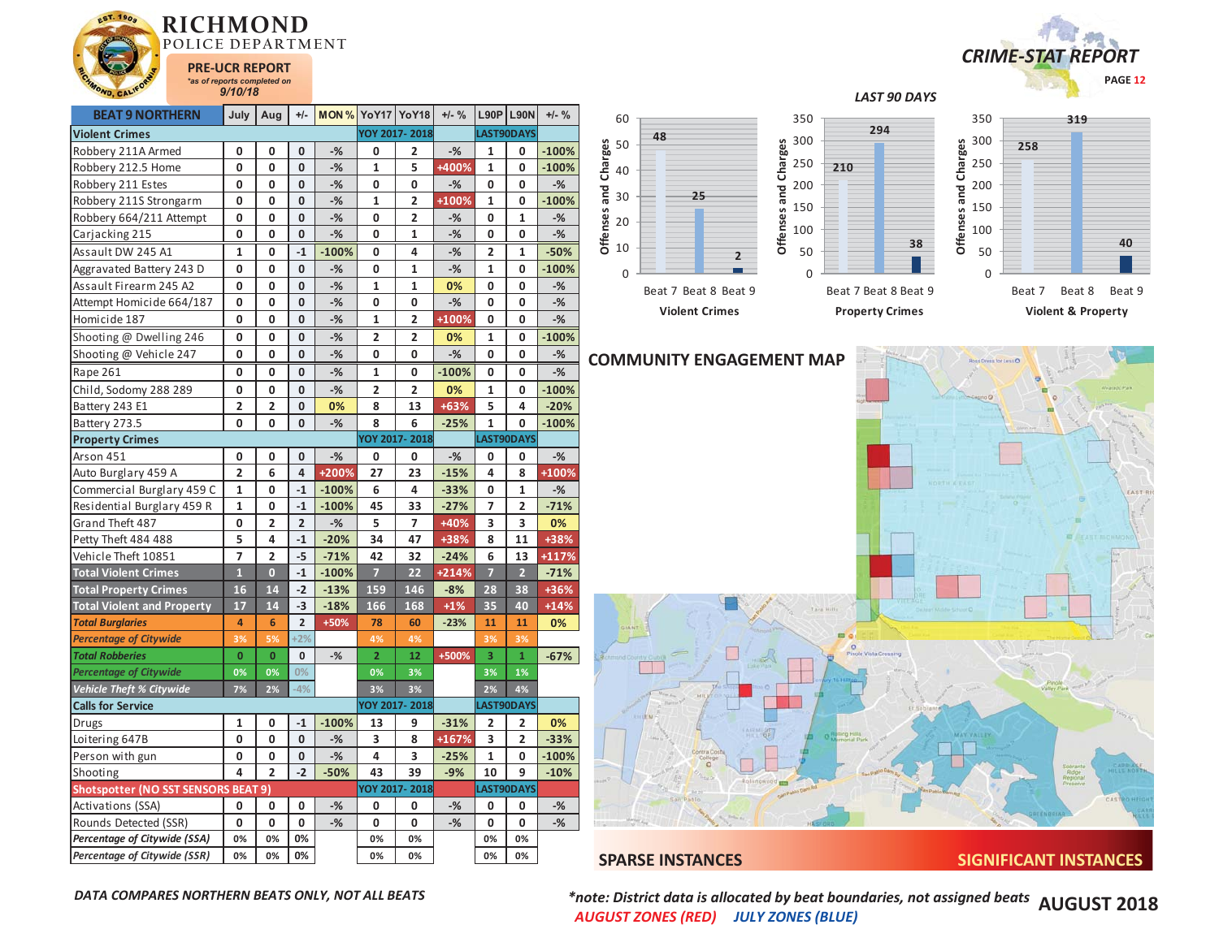# RICHMOND POLICE DEPARTMENT

**PRE-UCR REPORT**
*as of reports completed on 9/10/18

## CRIME-STAT REPORT

| BEAT 9 NORTHERN | July | Aug | +/- | MON % | YoY17 | YoY18 | +/- % | L90P | L90N | +/- % |
|---|---|---|---|---|---|---|---|---|---|---|
| **Violent Crimes** | | | | | YOY 2017- 2018 | | | LAST90DAYS | | |
| Robbery 211A Armed | 0 | 0 | 0 | -% | 0 | 2 | -% | 1 | 0 | -100% |
| Robbery 212.5 Home | 0 | 0 | 0 | -% | 1 | 5 | +400% | 1 | 0 | -100% |
| Robbery 211 Estes | 0 | 0 | 0 | -% | 0 | 0 | -% | 0 | 0 | -% |
| Robbery 211S Strongarm | 0 | 0 | 0 | -% | 1 | 2 | +100% | 1 | 0 | -100% |
| Robbery 664/211 Attempt | 0 | 0 | 0 | -% | 0 | 2 | -% | 0 | 1 | -% |
| Carjacking 215 | 0 | 0 | 0 | -% | 0 | 1 | -% | 0 | 0 | -% |
| Assault DW 245 A1 | 1 | 0 | -1 | -100% | 0 | 4 | -% | 2 | 1 | -50% |
| Aggravated Battery 243 D | 0 | 0 | 0 | -% | 0 | 1 | -% | 1 | 0 | -100% |
| Assault Firearm 245 A2 | 0 | 0 | 0 | -% | 1 | 1 | 0% | 0 | 0 | -% |
| Attempt Homicide 664/187 | 0 | 0 | 0 | -% | 0 | 0 | -% | 0 | 0 | -% |
| Homicide 187 | 0 | 0 | 0 | -% | 1 | 2 | +100% | 0 | 0 | -% |
| Shooting @ Dwelling 246 | 0 | 0 | 0 | -% | 2 | 2 | 0% | 1 | 0 | -100% |
| Shooting @ Vehicle 247 | 0 | 0 | 0 | -% | 0 | 0 | -% | 0 | 0 | -% |
| Rape 261 | 0 | 0 | 0 | -% | 1 | 0 | -100% | 0 | 0 | -% |
| Child, Sodomy 288 289 | 0 | 0 | 0 | -% | 2 | 2 | 0% | 1 | 0 | -100% |
| Battery 243 E1 | 2 | 2 | 0 | 0% | 8 | 13 | +63% | 5 | 4 | -20% |
| Battery 273.5 | 0 | 0 | 0 | -% | 8 | 6 | -25% | 1 | 0 | -100% |
| **Property Crimes** | | | | | YOY 2017- 2018 | | | LAST90DAYS | | |
| Arson 451 | 0 | 0 | 0 | -% | 0 | 0 | -% | 0 | 0 | -% |
| Auto Burglary 459 A | 2 | 6 | 4 | +200% | 27 | 23 | -15% | 4 | 8 | +100% |
| Commercial Burglary 459 C | 1 | 0 | -1 | -100% | 6 | 4 | -33% | 0 | 1 | -% |
| Residential Burglary 459 R | 1 | 0 | -1 | -100% | 45 | 33 | -27% | 7 | 2 | -71% |
| Grand Theft 487 | 0 | 2 | 2 | -% | 5 | 7 | +40% | 3 | 3 | 0% |
| Petty Theft 484 488 | 5 | 4 | -1 | -20% | 34 | 47 | +38% | 8 | 11 | +38% |
| Vehicle Theft 10851 | 7 | 2 | -5 | -71% | 42 | 32 | -24% | 6 | 13 | +117% |
| **Total Violent Crimes** | 1 | 0 | -1 | -100% | 7 | 22 | +214% | 7 | 2 | -71% |
| **Total Property Crimes** | 16 | 14 | -2 | -13% | 159 | 146 | -8% | 28 | 38 | +36% |
| **Total Violent and Property** | 17 | 14 | -3 | -18% | 166 | 168 | +1% | 35 | 40 | +14% |
| ***Total Burglaries*** | 4 | 6 | 2 | +50% | 78 | 60 | -23% | 11 | 11 | 0% |
| ***Percentage of Citywide*** | 3% | 5% | +2% | | 4% | 4% | | 3% | 3% | |
| ***Total Robberies*** | 0 | 0 | 0 | -% | 2 | 12 | +500% | 3 | 1 | -67% |
| ***Percentage of Citywide*** | 0% | 0% | 0% | | 0% | 3% | | 3% | 1% | |
| ***Vehicle Theft % Citywide*** | 7% | 2% | -4% | | 3% | 3% | | 2% | 4% | |
| **Calls for Service** | | | | | YOY 2017- 2018 | | | LAST90DAYS | | |
| Drugs | 1 | 0 | -1 | -100% | 13 | 9 | -31% | 2 | 2 | 0% |
| Loitering 647B | 0 | 0 | 0 | -% | 3 | 8 | +167% | 3 | 2 | -33% |
| Person with gun | 0 | 0 | 0 | -% | 4 | 3 | -25% | 1 | 0 | -100% |
| Shooting | 4 | 2 | -2 | -50% | 43 | 39 | -9% | 10 | 9 | -10% |
| **Shotspotter (NO SST SENSORS BEAT 9)** | | | | | YOY 2017- 2018 | | | LAST90DAYS | | |
| Activations (SSA) | 0 | 0 | 0 | -% | 0 | 0 | -% | 0 | 0 | -% |
| Rounds Detected (SSR) | 0 | 0 | 0 | -% | 0 | 0 | -% | 0 | 0 | -% |
| ***Percentage of Citywide (SSA)*** | 0% | 0% | 0% | | 0% | 0% | | 0% | 0% | |
| ***Percentage of Citywide (SSR)*** | 0% | 0% | 0% | | 0% | 0% | | 0% | 0% | |

*DATA COMPARES NORTHERN BEATS ONLY, NOT ALL BEATS*

### LAST 90 DAYS

Violent Crimes — Offenses and Charges
Beat 7: 48
Beat 8: 25
Beat 9: 2

Property Crimes — Offenses and Charges
Beat 7: 210
Beat 8: 294
Beat 9: 38

Violent & Property — Offenses and Charges
Beat 7: 258
Beat 8: 319
Beat 9: 40

## COMMUNITY ENGAGEMENT MAP

SPARSE INSTANCES — SIGNIFICANT INSTANCES

*note: District data is allocated by beat boundaries, not assigned beats*

*AUGUST ZONES (RED)* *JULY ZONES (BLUE)*

**AUGUST 2018**